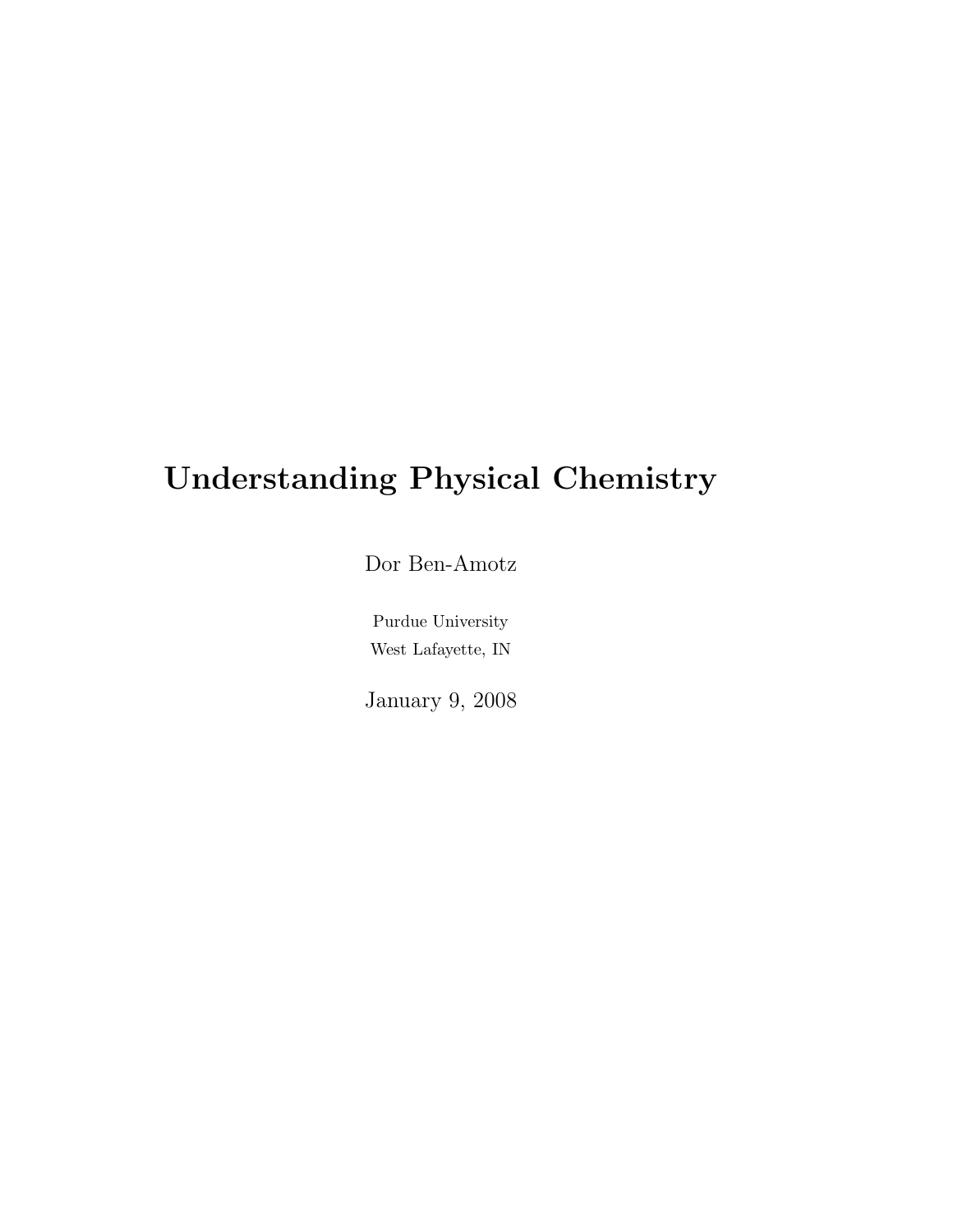# Understanding Physical Chemistry

Dor Ben-Amotz

Purdue University
West Lafayette, IN

January 9, 2008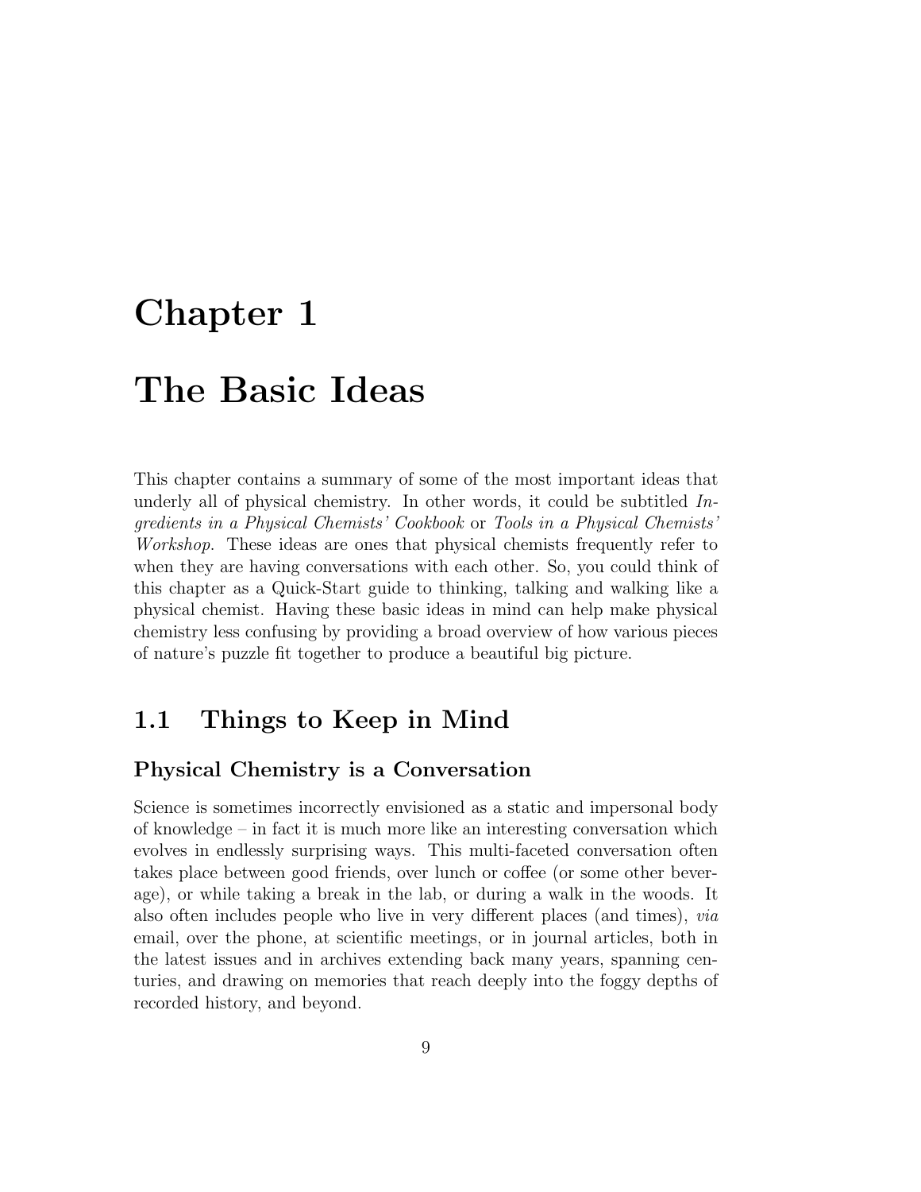# Chapter 1

# The Basic Ideas

This chapter contains a summary of some of the most important ideas that underly all of physical chemistry. In other words, it could be subtitled *Ingredients in a Physical Chemists' Cookbook* or *Tools in a Physical Chemists' Workshop*. These ideas are ones that physical chemists frequently refer to when they are having conversations with each other. So, you could think of this chapter as a Quick-Start guide to thinking, talking and walking like a physical chemist. Having these basic ideas in mind can help make physical chemistry less confusing by providing a broad overview of how various pieces of nature's puzzle fit together to produce a beautiful big picture.

## 1.1 Things to Keep in Mind

### Physical Chemistry is a Conversation

Science is sometimes incorrectly envisioned as a static and impersonal body of knowledge – in fact it is much more like an interesting conversation which evolves in endlessly surprising ways. This multi-faceted conversation often takes place between good friends, over lunch or coffee (or some other beverage), or while taking a break in the lab, or during a walk in the woods. It also often includes people who live in very different places (and times), *via* email, over the phone, at scientific meetings, or in journal articles, both in the latest issues and in archives extending back many years, spanning centuries, and drawing on memories that reach deeply into the foggy depths of recorded history, and beyond.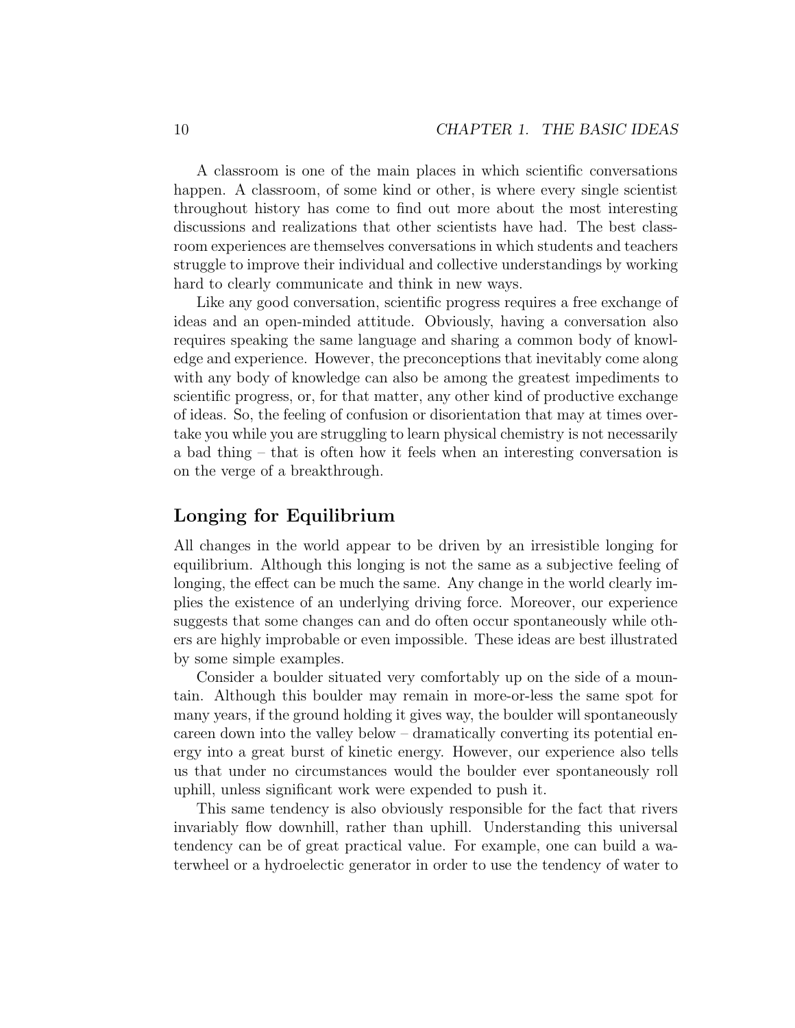A classroom is one of the main places in which scientific conversations happen. A classroom, of some kind or other, is where every single scientist throughout history has come to find out more about the most interesting discussions and realizations that other scientists have had. The best classroom experiences are themselves conversations in which students and teachers struggle to improve their individual and collective understandings by working hard to clearly communicate and think in new ways.

Like any good conversation, scientific progress requires a free exchange of ideas and an open-minded attitude. Obviously, having a conversation also requires speaking the same language and sharing a common body of knowledge and experience. However, the preconceptions that inevitably come along with any body of knowledge can also be among the greatest impediments to scientific progress, or, for that matter, any other kind of productive exchange of ideas. So, the feeling of confusion or disorientation that may at times overtake you while you are struggling to learn physical chemistry is not necessarily a bad thing – that is often how it feels when an interesting conversation is on the verge of a breakthrough.

## Longing for Equilibrium

All changes in the world appear to be driven by an irresistible longing for equilibrium. Although this longing is not the same as a subjective feeling of longing, the effect can be much the same. Any change in the world clearly implies the existence of an underlying driving force. Moreover, our experience suggests that some changes can and do often occur spontaneously while others are highly improbable or even impossible. These ideas are best illustrated by some simple examples.

Consider a boulder situated very comfortably up on the side of a mountain. Although this boulder may remain in more-or-less the same spot for many years, if the ground holding it gives way, the boulder will spontaneously careen down into the valley below – dramatically converting its potential energy into a great burst of kinetic energy. However, our experience also tells us that under no circumstances would the boulder ever spontaneously roll uphill, unless significant work were expended to push it.

This same tendency is also obviously responsible for the fact that rivers invariably flow downhill, rather than uphill. Understanding this universal tendency can be of great practical value. For example, one can build a waterwheel or a hydroelectic generator in order to use the tendency of water to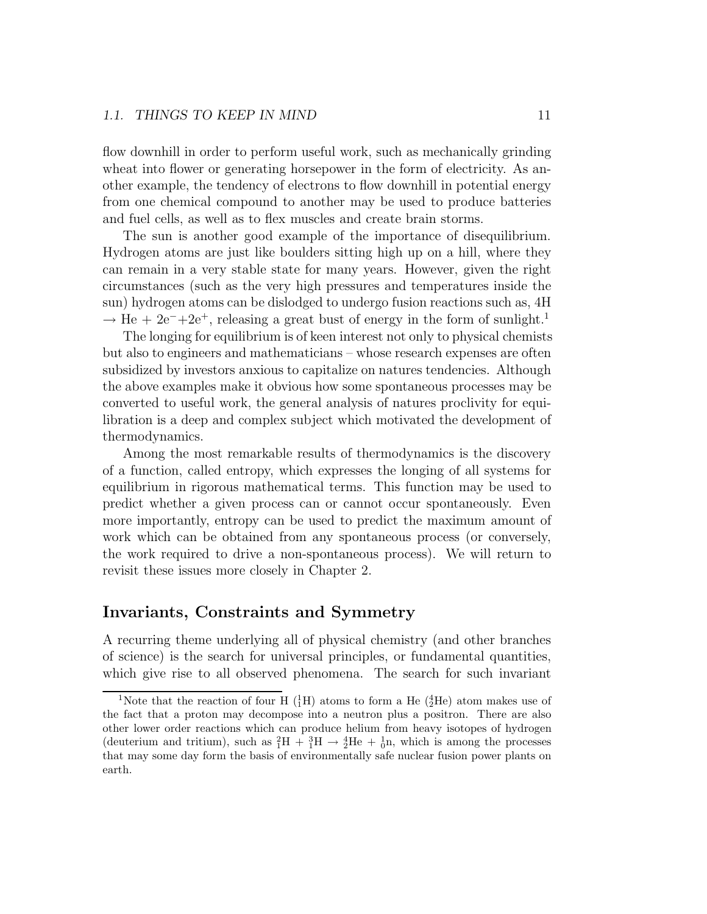flow downhill in order to perform useful work, such as mechanically grinding wheat into flower or generating horsepower in the form of electricity. As another example, the tendency of electrons to flow downhill in potential energy from one chemical compound to another may be used to produce batteries and fuel cells, as well as to flex muscles and create brain storms.

The sun is another good example of the importance of disequilibrium. Hydrogen atoms are just like boulders sitting high up on a hill, where they can remain in a very stable state for many years. However, given the right circumstances (such as the very high pressures and temperatures inside the sun) hydrogen atoms can be dislodged to undergo fusion reactions such as, 4H $\rightarrow$ He + $2e^{-}$+$2e^{+}$, releasing a great bust of energy in the form of sunlight.[1]

The longing for equilibrium is of keen interest not only to physical chemists but also to engineers and mathematicians – whose research expenses are often subsidized by investors anxious to capitalize on natures tendencies. Although the above examples make it obvious how some spontaneous processes may be converted to useful work, the general analysis of natures proclivity for equilibration is a deep and complex subject which motivated the development of thermodynamics.

Among the most remarkable results of thermodynamics is the discovery of a function, called entropy, which expresses the longing of all systems for equilibrium in rigorous mathematical terms. This function may be used to predict whether a given process can or cannot occur spontaneously. Even more importantly, entropy can be used to predict the maximum amount of work which can be obtained from any spontaneous process (or conversely, the work required to drive a non-spontaneous process). We will return to revisit these issues more closely in Chapter 2.

## Invariants, Constraints and Symmetry

A recurring theme underlying all of physical chemistry (and other branches of science) is the search for universal principles, or fundamental quantities, which give rise to all observed phenomena. The search for such invariant

---

[1] Note that the reaction of four H ($^{1}_{1}$H) atoms to form a He ($^{4}_{2}$He) atom makes use of the fact that a proton may decompose into a neutron plus a positron. There are also other lower order reactions which can produce helium from heavy isotopes of hydrogen (deuterium and tritium), such as $^{2}_{1}$H + $^{3}_{1}$H $\rightarrow$ $^{4}_{2}$He + $^{1}_{0}$n, which is among the processes that may some day form the basis of environmentally safe nuclear fusion power plants on earth.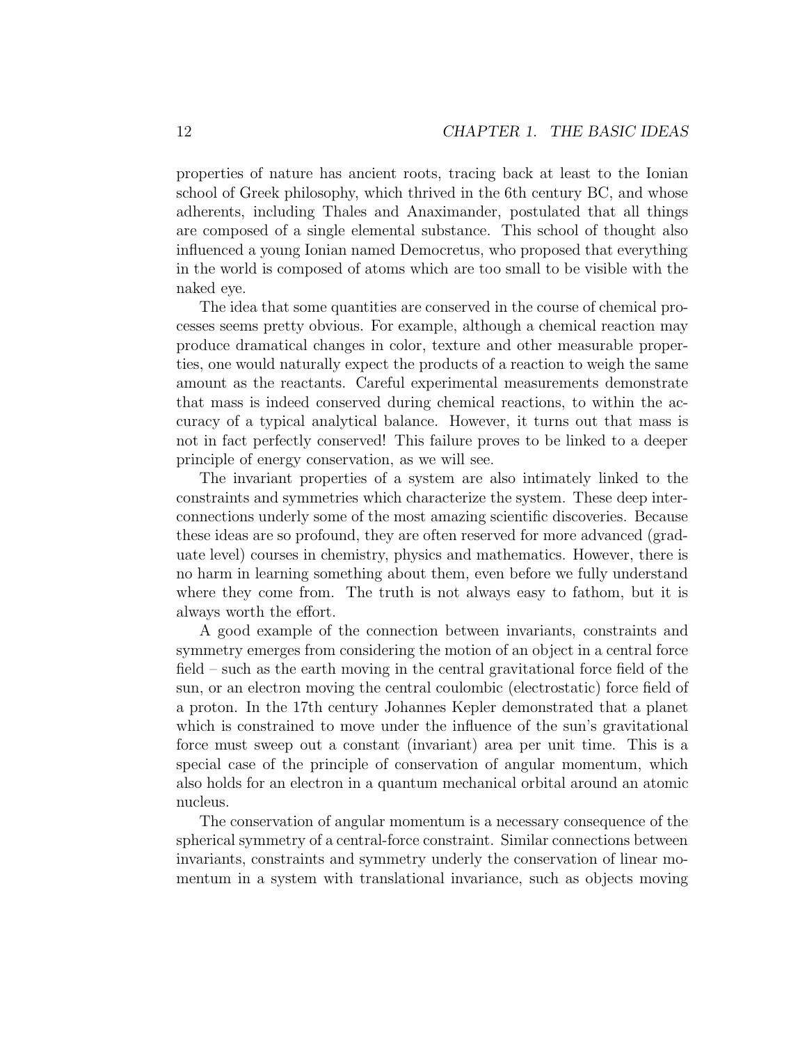properties of nature has ancient roots, tracing back at least to the Ionian school of Greek philosophy, which thrived in the 6th century BC, and whose adherents, including Thales and Anaximander, postulated that all things are composed of a single elemental substance. This school of thought also influenced a young Ionian named Democretus, who proposed that everything in the world is composed of atoms which are too small to be visible with the naked eye.

The idea that some quantities are conserved in the course of chemical processes seems pretty obvious. For example, although a chemical reaction may produce dramatical changes in color, texture and other measurable properties, one would naturally expect the products of a reaction to weigh the same amount as the reactants. Careful experimental measurements demonstrate that mass is indeed conserved during chemical reactions, to within the accuracy of a typical analytical balance. However, it turns out that mass is not in fact perfectly conserved! This failure proves to be linked to a deeper principle of energy conservation, as we will see.

The invariant properties of a system are also intimately linked to the constraints and symmetries which characterize the system. These deep interconnections underly some of the most amazing scientific discoveries. Because these ideas are so profound, they are often reserved for more advanced (graduate level) courses in chemistry, physics and mathematics. However, there is no harm in learning something about them, even before we fully understand where they come from. The truth is not always easy to fathom, but it is always worth the effort.

A good example of the connection between invariants, constraints and symmetry emerges from considering the motion of an object in a central force field – such as the earth moving in the central gravitational force field of the sun, or an electron moving the central coulombic (electrostatic) force field of a proton. In the 17th century Johannes Kepler demonstrated that a planet which is constrained to move under the influence of the sun's gravitational force must sweep out a constant (invariant) area per unit time. This is a special case of the principle of conservation of angular momentum, which also holds for an electron in a quantum mechanical orbital around an atomic nucleus.

The conservation of angular momentum is a necessary consequence of the spherical symmetry of a central-force constraint. Similar connections between invariants, constraints and symmetry underly the conservation of linear momentum in a system with translational invariance, such as objects moving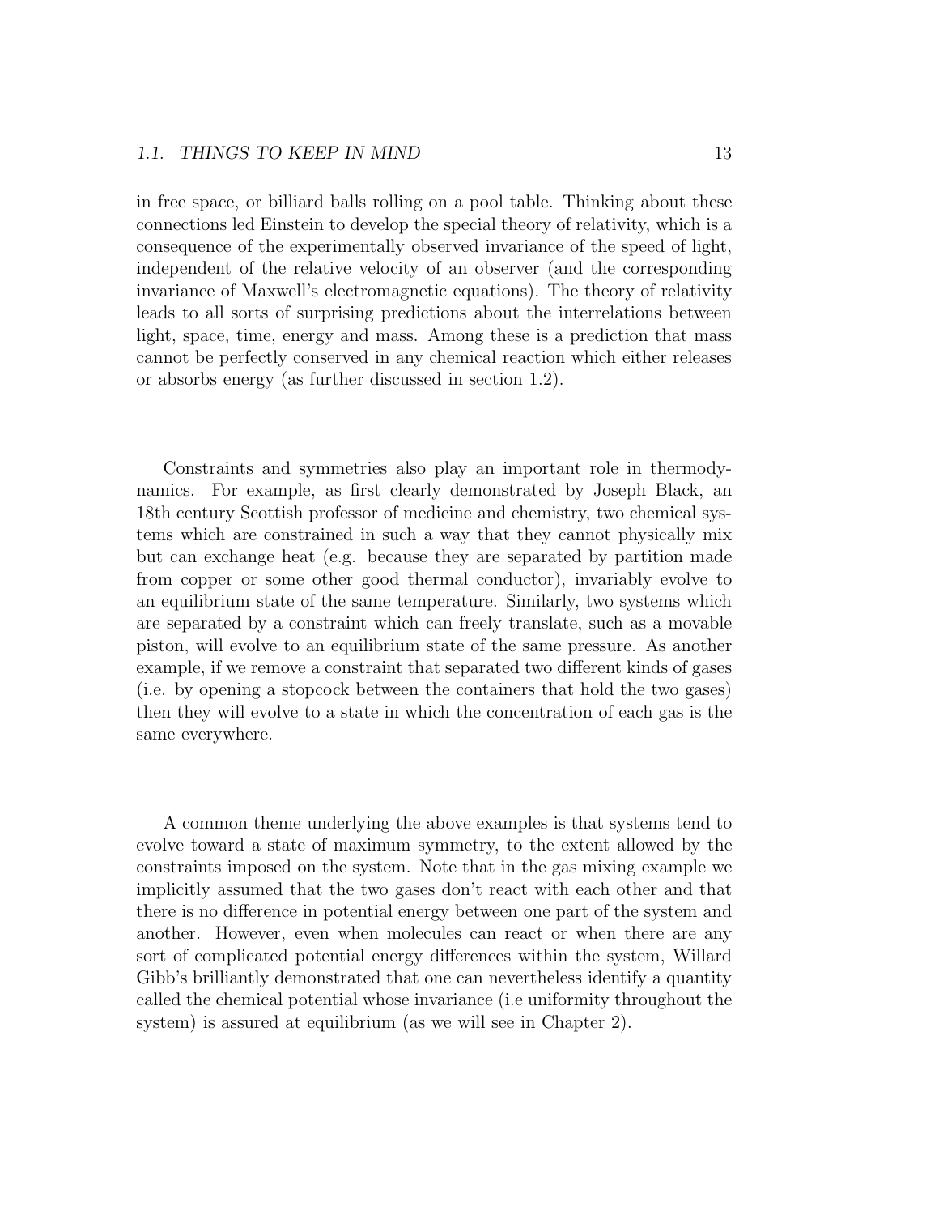in free space, or billiard balls rolling on a pool table. Thinking about these connections led Einstein to develop the special theory of relativity, which is a consequence of the experimentally observed invariance of the speed of light, independent of the relative velocity of an observer (and the corresponding invariance of Maxwell's electromagnetic equations). The theory of relativity leads to all sorts of surprising predictions about the interrelations between light, space, time, energy and mass. Among these is a prediction that mass cannot be perfectly conserved in any chemical reaction which either releases or absorbs energy (as further discussed in section 1.2).

Constraints and symmetries also play an important role in thermodynamics. For example, as first clearly demonstrated by Joseph Black, an 18th century Scottish professor of medicine and chemistry, two chemical systems which are constrained in such a way that they cannot physically mix but can exchange heat (e.g. because they are separated by partition made from copper or some other good thermal conductor), invariably evolve to an equilibrium state of the same temperature. Similarly, two systems which are separated by a constraint which can freely translate, such as a movable piston, will evolve to an equilibrium state of the same pressure. As another example, if we remove a constraint that separated two different kinds of gases (i.e. by opening a stopcock between the containers that hold the two gases) then they will evolve to a state in which the concentration of each gas is the same everywhere.

A common theme underlying the above examples is that systems tend to evolve toward a state of maximum symmetry, to the extent allowed by the constraints imposed on the system. Note that in the gas mixing example we implicitly assumed that the two gases don't react with each other and that there is no difference in potential energy between one part of the system and another. However, even when molecules can react or when there are any sort of complicated potential energy differences within the system, Willard Gibb's brilliantly demonstrated that one can nevertheless identify a quantity called the chemical potential whose invariance (i.e uniformity throughout the system) is assured at equilibrium (as we will see in Chapter 2).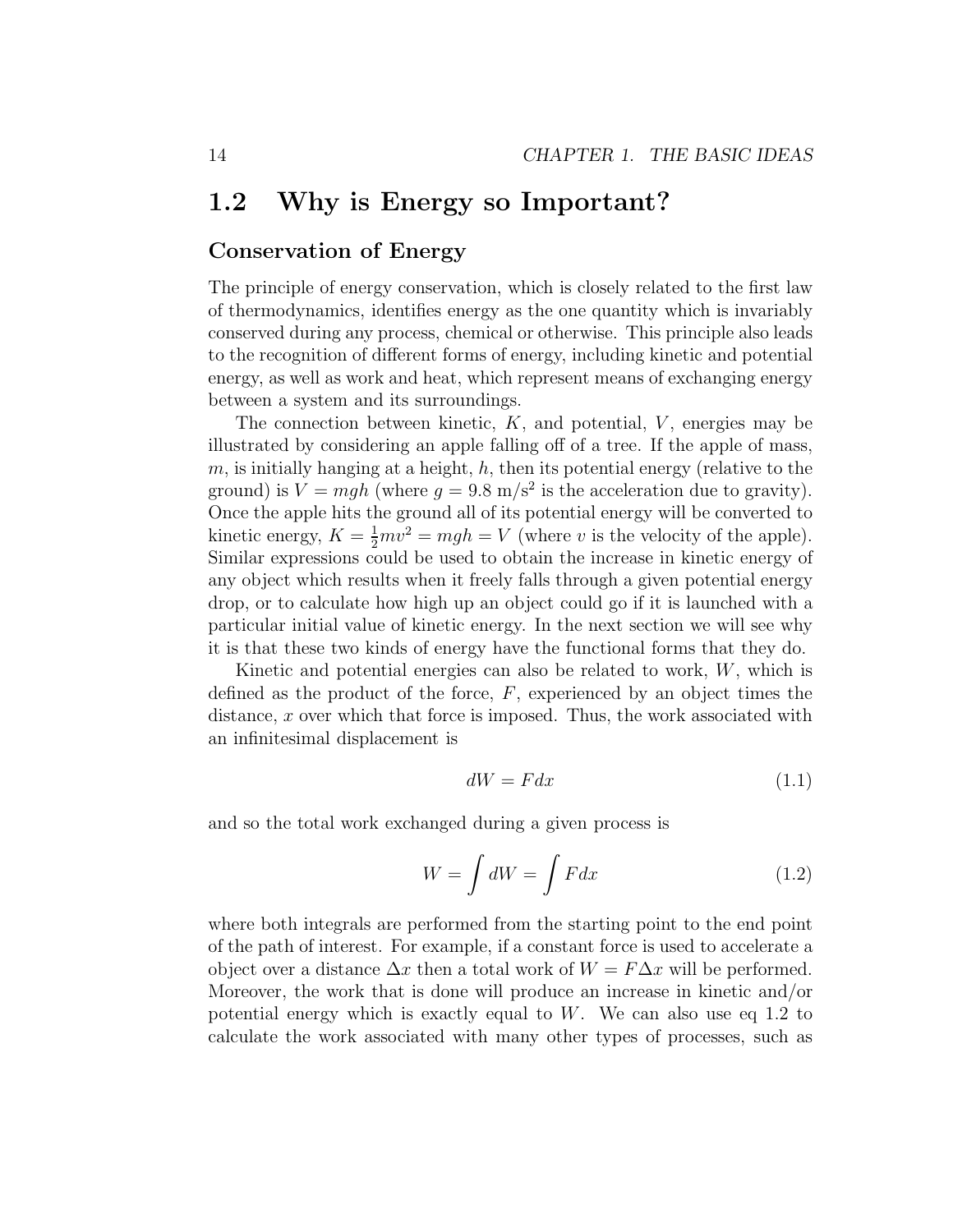## 1.2 Why is Energy so Important?

### Conservation of Energy

The principle of energy conservation, which is closely related to the first law of thermodynamics, identifies energy as the one quantity which is invariably conserved during any process, chemical or otherwise. This principle also leads to the recognition of different forms of energy, including kinetic and potential energy, as well as work and heat, which represent means of exchanging energy between a system and its surroundings.

The connection between kinetic, $K$, and potential, $V$, energies may be illustrated by considering an apple falling off of a tree. If the apple of mass, $m$, is initially hanging at a height, $h$, then its potential energy (relative to the ground) is $V = mgh$ (where $g = 9.8$ m/s$^2$ is the acceleration due to gravity). Once the apple hits the ground all of its potential energy will be converted to kinetic energy, $K = \frac{1}{2}mv^2 = mgh = V$ (where $v$ is the velocity of the apple). Similar expressions could be used to obtain the increase in kinetic energy of any object which results when it freely falls through a given potential energy drop, or to calculate how high up an object could go if it is launched with a particular initial value of kinetic energy. In the next section we will see why it is that these two kinds of energy have the functional forms that they do.

Kinetic and potential energies can also be related to work, $W$, which is defined as the product of the force, $F$, experienced by an object times the distance, $x$ over which that force is imposed. Thus, the work associated with an infinitesimal displacement is

$$dW = F dx \tag{1.1}$$

and so the total work exchanged during a given process is

$$W = \int dW = \int F dx \tag{1.2}$$

where both integrals are performed from the starting point to the end point of the path of interest. For example, if a constant force is used to accelerate a object over a distance $\Delta x$ then a total work of $W = F\Delta x$ will be performed. Moreover, the work that is done will produce an increase in kinetic and/or potential energy which is exactly equal to $W$. We can also use eq 1.2 to calculate the work associated with many other types of processes, such as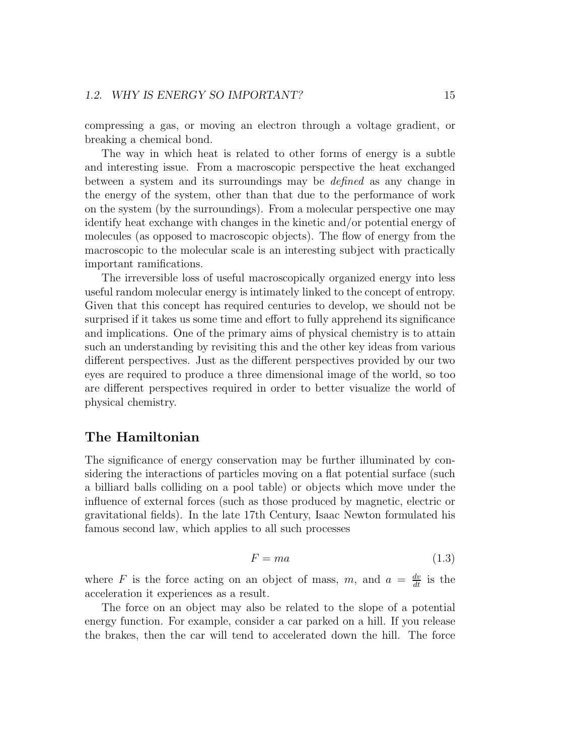compressing a gas, or moving an electron through a voltage gradient, or breaking a chemical bond.

The way in which heat is related to other forms of energy is a subtle and interesting issue. From a macroscopic perspective the heat exchanged between a system and its surroundings may be *defined* as any change in the energy of the system, other than that due to the performance of work on the system (by the surroundings). From a molecular perspective one may identify heat exchange with changes in the kinetic and/or potential energy of molecules (as opposed to macroscopic objects). The flow of energy from the macroscopic to the molecular scale is an interesting subject with practically important ramifications.

The irreversible loss of useful macroscopically organized energy into less useful random molecular energy is intimately linked to the concept of entropy. Given that this concept has required centuries to develop, we should not be surprised if it takes us some time and effort to fully apprehend its significance and implications. One of the primary aims of physical chemistry is to attain such an understanding by revisiting this and the other key ideas from various different perspectives. Just as the different perspectives provided by our two eyes are required to produce a three dimensional image of the world, so too are different perspectives required in order to better visualize the world of physical chemistry.

## The Hamiltonian

The significance of energy conservation may be further illuminated by considering the interactions of particles moving on a flat potential surface (such a billiard balls colliding on a pool table) or objects which move under the influence of external forces (such as those produced by magnetic, electric or gravitational fields). In the late 17th Century, Isaac Newton formulated his famous second law, which applies to all such processes

$$F = ma \tag{1.3}$$

where $F$ is the force acting on an object of mass, $m$, and $a = \frac{dv}{dt}$ is the acceleration it experiences as a result.

The force on an object may also be related to the slope of a potential energy function. For example, consider a car parked on a hill. If you release the brakes, then the car will tend to accelerated down the hill. The force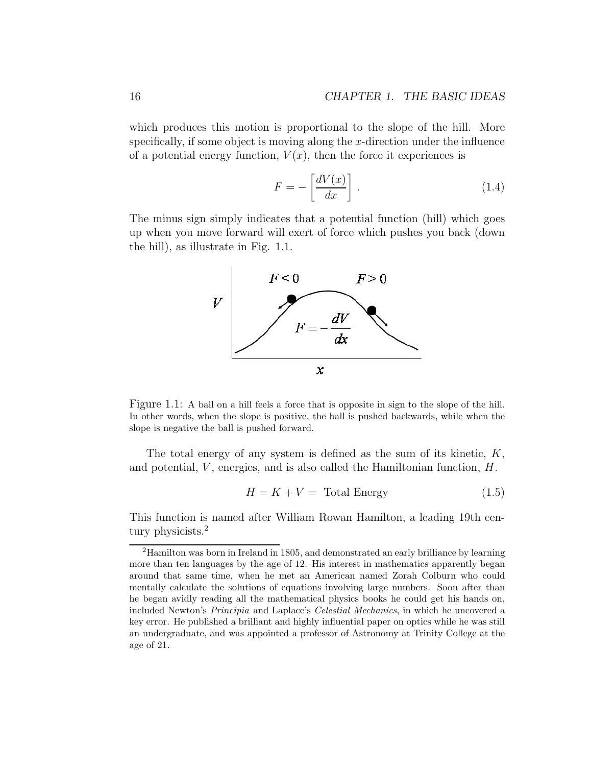which produces this motion is proportional to the slope of the hill. More specifically, if some object is moving along the $x$-direction under the influence of a potential energy function, $V(x)$, then the force it experiences is

$$F = -\left[\frac{dV(x)}{dx}\right] . \tag{1.4}$$

The minus sign simply indicates that a potential function (hill) which goes up when you move forward will exert of force which pushes you back (down the hill), as illustrate in Fig. 1.1.

Figure 1.1: A ball on a hill feels a force that is opposite in sign to the slope of the hill. In other words, when the slope is positive, the ball is pushed backwards, while when the slope is negative the ball is pushed forward.

The total energy of any system is defined as the sum of its kinetic, $K$, and potential, $V$, energies, and is also called the Hamiltonian function, $H$.

$$H = K + V = \text{ Total Energy} \tag{1.5}$$

This function is named after William Rowan Hamilton, a leading 19th century physicists.[2]

[2] Hamilton was born in Ireland in 1805, and demonstrated an early brilliance by learning more than ten languages by the age of 12. His interest in mathematics apparently began around that same time, when he met an American named Zorah Colburn who could mentally calculate the solutions of equations involving large numbers. Soon after than he began avidly reading all the mathematical physics books he could get his hands on, included Newton's *Principia* and Laplace's *Celestial Mechanics*, in which he uncovered a key error. He published a brilliant and highly influential paper on optics while he was still an undergraduate, and was appointed a professor of Astronomy at Trinity College at the age of 21.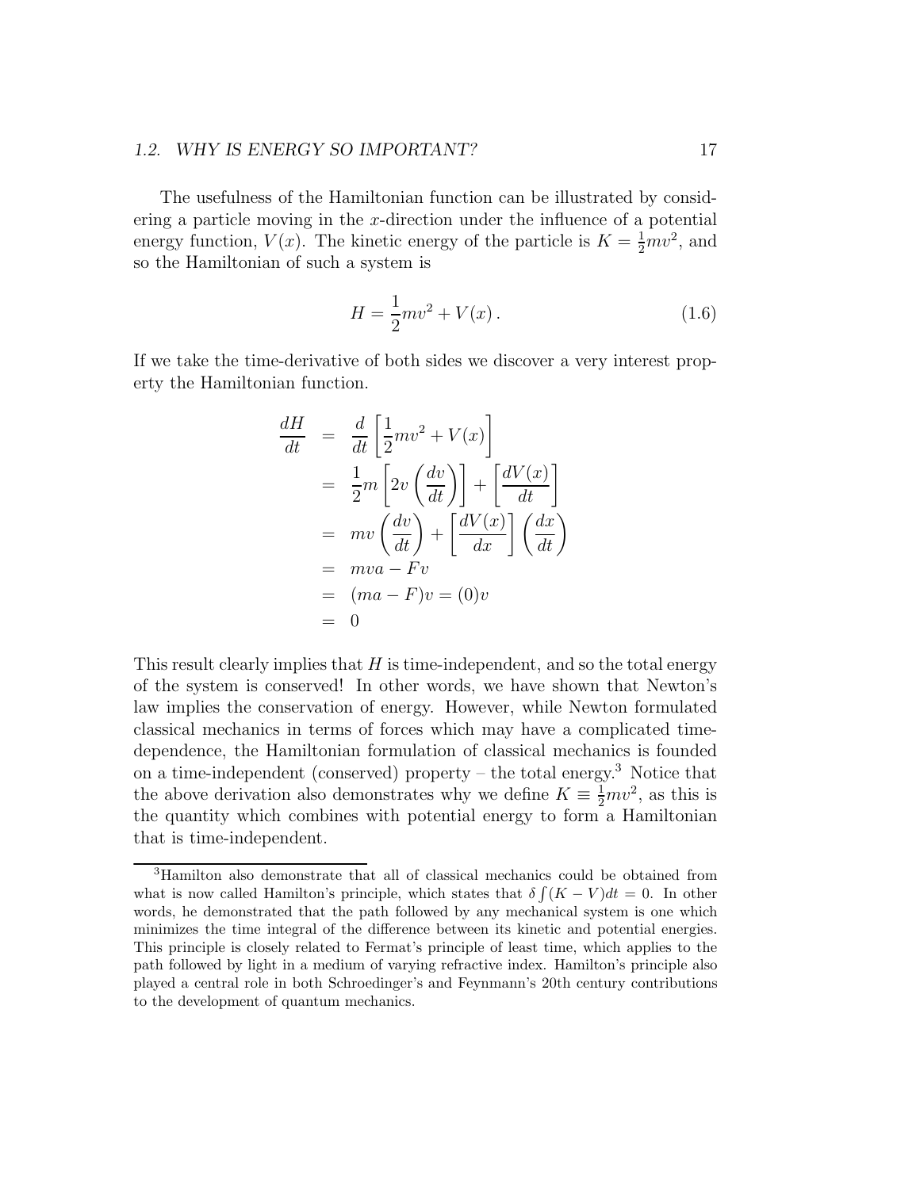The usefulness of the Hamiltonian function can be illustrated by considering a particle moving in the $x$-direction under the influence of a potential energy function, $V(x)$. The kinetic energy of the particle is $K = \frac{1}{2}mv^2$, and so the Hamiltonian of such a system is

$$H = \frac{1}{2}mv^2 + V(x)\,. \tag{1.6}$$

If we take the time-derivative of both sides we discover a very interest property the Hamiltonian function.

$$\begin{aligned}
\frac{dH}{dt} &= \frac{d}{dt}\left[\frac{1}{2}mv^2 + V(x)\right] \\
&= \frac{1}{2}m\left[2v\left(\frac{dv}{dt}\right)\right] + \left[\frac{dV(x)}{dt}\right] \\
&= mv\left(\frac{dv}{dt}\right) + \left[\frac{dV(x)}{dx}\right]\left(\frac{dx}{dt}\right) \\
&= mva - Fv \\
&= (ma - F)v = (0)v \\
&= 0
\end{aligned}$$

This result clearly implies that $H$ is time-independent, and so the total energy of the system is conserved! In other words, we have shown that Newton's law implies the conservation of energy. However, while Newton formulated classical mechanics in terms of forces which may have a complicated time-dependence, the Hamiltonian formulation of classical mechanics is founded on a time-independent (conserved) property – the total energy.[3] Notice that the above derivation also demonstrates why we define $K \equiv \frac{1}{2}mv^2$, as this is the quantity which combines with potential energy to form a Hamiltonian that is time-independent.

[3] Hamilton also demonstrate that all of classical mechanics could be obtained from what is now called Hamilton's principle, which states that $\delta \int (K - V)dt = 0$. In other words, he demonstrated that the path followed by any mechanical system is one which minimizes the time integral of the difference between its kinetic and potential energies. This principle is closely related to Fermat's principle of least time, which applies to the path followed by light in a medium of varying refractive index. Hamilton's principle also played a central role in both Schroedinger's and Feynmann's 20th century contributions to the development of quantum mechanics.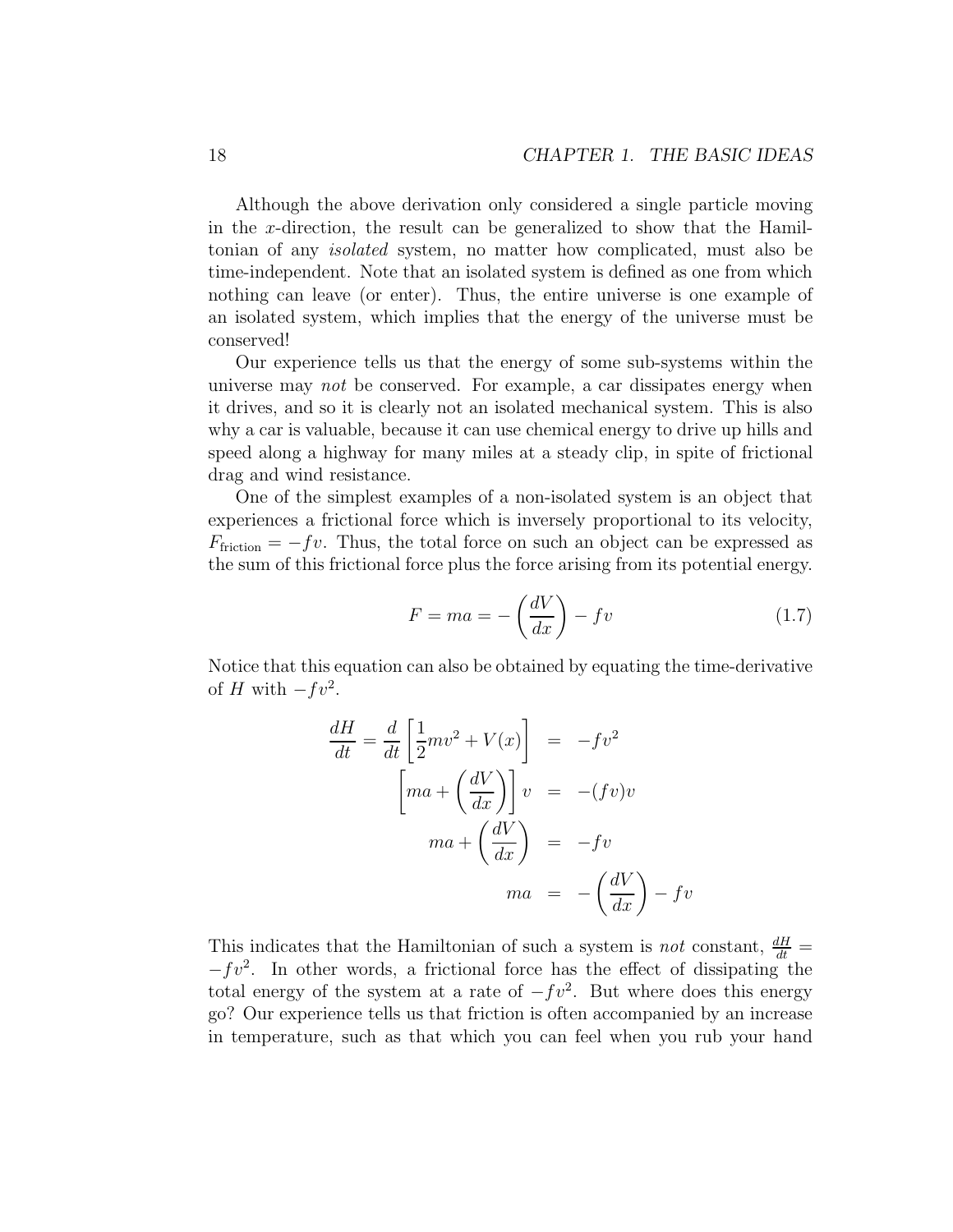Although the above derivation only considered a single particle moving in the $x$-direction, the result can be generalized to show that the Hamiltonian of any *isolated* system, no matter how complicated, must also be time-independent. Note that an isolated system is defined as one from which nothing can leave (or enter). Thus, the entire universe is one example of an isolated system, which implies that the energy of the universe must be conserved!

Our experience tells us that the energy of some sub-systems within the universe may *not* be conserved. For example, a car dissipates energy when it drives, and so it is clearly not an isolated mechanical system. This is also why a car is valuable, because it can use chemical energy to drive up hills and speed along a highway for many miles at a steady clip, in spite of frictional drag and wind resistance.

One of the simplest examples of a non-isolated system is an object that experiences a frictional force which is inversely proportional to its velocity, $F_{\text{friction}} = -fv$. Thus, the total force on such an object can be expressed as the sum of this frictional force plus the force arising from its potential energy.

$$F = ma = -\left(\frac{dV}{dx}\right) - fv \tag{1.7}$$

Notice that this equation can also be obtained by equating the time-derivative of $H$ with $-fv^2$.

$$\begin{aligned}
\frac{dH}{dt} = \frac{d}{dt}\left[\frac{1}{2}mv^2 + V(x)\right] &= -fv^2 \\
\left[ma + \left(\frac{dV}{dx}\right)\right]v &= -(fv)v \\
ma + \left(\frac{dV}{dx}\right) &= -fv \\
ma &= -\left(\frac{dV}{dx}\right) - fv
\end{aligned}$$

This indicates that the Hamiltonian of such a system is *not* constant, $\frac{dH}{dt} = -fv^2$. In other words, a frictional force has the effect of dissipating the total energy of the system at a rate of $-fv^2$. But where does this energy go? Our experience tells us that friction is often accompanied by an increase in temperature, such as that which you can feel when you rub your hand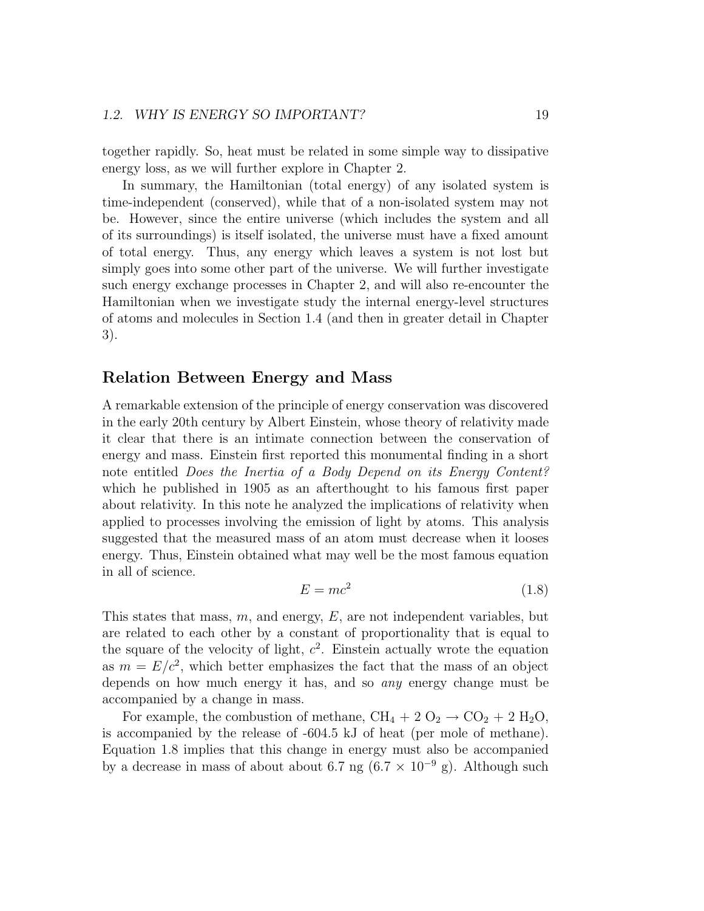together rapidly. So, heat must be related in some simple way to dissipative energy loss, as we will further explore in Chapter 2.

In summary, the Hamiltonian (total energy) of any isolated system is time-independent (conserved), while that of a non-isolated system may not be. However, since the entire universe (which includes the system and all of its surroundings) is itself isolated, the universe must have a fixed amount of total energy. Thus, any energy which leaves a system is not lost but simply goes into some other part of the universe. We will further investigate such energy exchange processes in Chapter 2, and will also re-encounter the Hamiltonian when we investigate study the internal energy-level structures of atoms and molecules in Section 1.4 (and then in greater detail in Chapter 3).

## Relation Between Energy and Mass

A remarkable extension of the principle of energy conservation was discovered in the early 20th century by Albert Einstein, whose theory of relativity made it clear that there is an intimate connection between the conservation of energy and mass. Einstein first reported this monumental finding in a short note entitled *Does the Inertia of a Body Depend on its Energy Content?* which he published in 1905 as an afterthought to his famous first paper about relativity. In this note he analyzed the implications of relativity when applied to processes involving the emission of light by atoms. This analysis suggested that the measured mass of an atom must decrease when it looses energy. Thus, Einstein obtained what may well be the most famous equation in all of science.

$$E = mc^2 \tag{1.8}$$

This states that mass, $m$, and energy, $E$, are not independent variables, but are related to each other by a constant of proportionality that is equal to the square of the velocity of light, $c^2$. Einstein actually wrote the equation as $m = E/c^2$, which better emphasizes the fact that the mass of an object depends on how much energy it has, and so *any* energy change must be accompanied by a change in mass.

For example, the combustion of methane, $CH_4 + 2\ O_2 \rightarrow CO_2 + 2\ H_2O$, is accompanied by the release of -604.5 kJ of heat (per mole of methane). Equation 1.8 implies that this change in energy must also be accompanied by a decrease in mass of about about 6.7 ng ($6.7 \times 10^{-9}$ g). Although such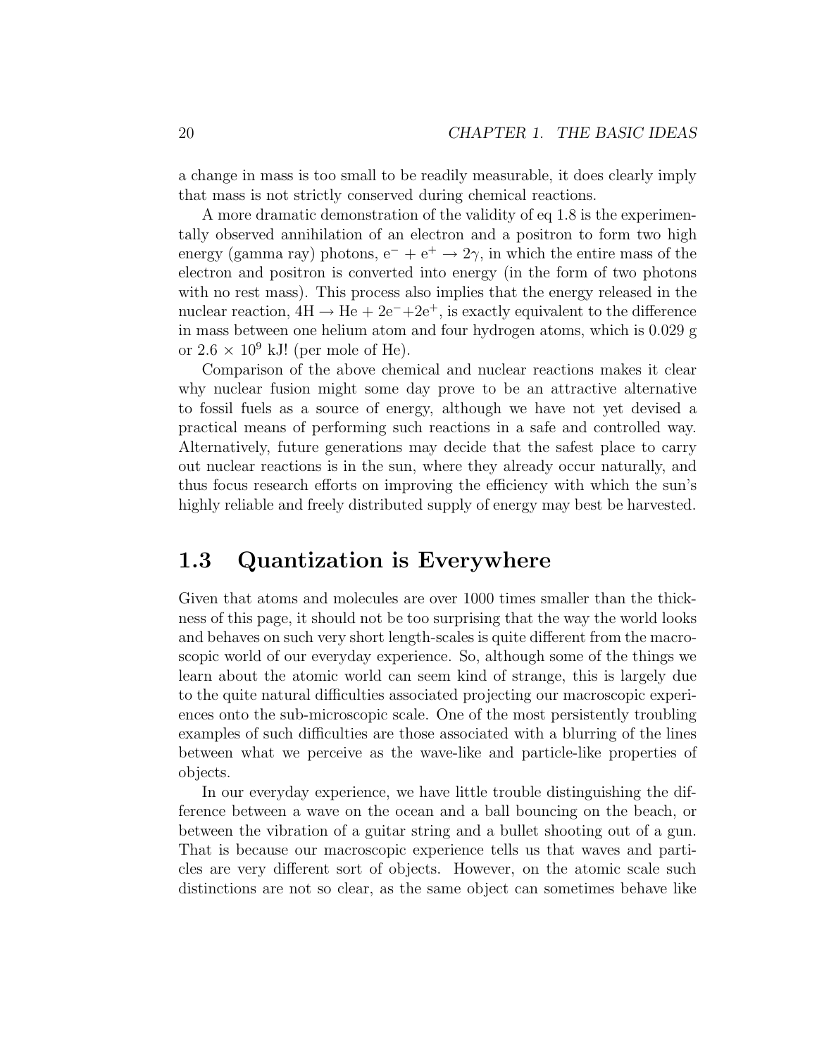a change in mass is too small to be readily measurable, it does clearly imply that mass is not strictly conserved during chemical reactions.

A more dramatic demonstration of the validity of eq 1.8 is the experimentally observed annihilation of an electron and a positron to form two high energy (gamma ray) photons, $e^- + e^+ \rightarrow 2\gamma$, in which the entire mass of the electron and positron is converted into energy (in the form of two photons with no rest mass). This process also implies that the energy released in the nuclear reaction, $4H \rightarrow He + 2e^- + 2e^+$, is exactly equivalent to the difference in mass between one helium atom and four hydrogen atoms, which is 0.029 g or $2.6 \times 10^9$ kJ! (per mole of He).

Comparison of the above chemical and nuclear reactions makes it clear why nuclear fusion might some day prove to be an attractive alternative to fossil fuels as a source of energy, although we have not yet devised a practical means of performing such reactions in a safe and controlled way. Alternatively, future generations may decide that the safest place to carry out nuclear reactions is in the sun, where they already occur naturally, and thus focus research efforts on improving the efficiency with which the sun's highly reliable and freely distributed supply of energy may best be harvested.

## 1.3 Quantization is Everywhere

Given that atoms and molecules are over 1000 times smaller than the thickness of this page, it should not be too surprising that the way the world looks and behaves on such very short length-scales is quite different from the macroscopic world of our everyday experience. So, although some of the things we learn about the atomic world can seem kind of strange, this is largely due to the quite natural difficulties associated projecting our macroscopic experiences onto the sub-microscopic scale. One of the most persistently troubling examples of such difficulties are those associated with a blurring of the lines between what we perceive as the wave-like and particle-like properties of objects.

In our everyday experience, we have little trouble distinguishing the difference between a wave on the ocean and a ball bouncing on the beach, or between the vibration of a guitar string and a bullet shooting out of a gun. That is because our macroscopic experience tells us that waves and particles are very different sort of objects. However, on the atomic scale such distinctions are not so clear, as the same object can sometimes behave like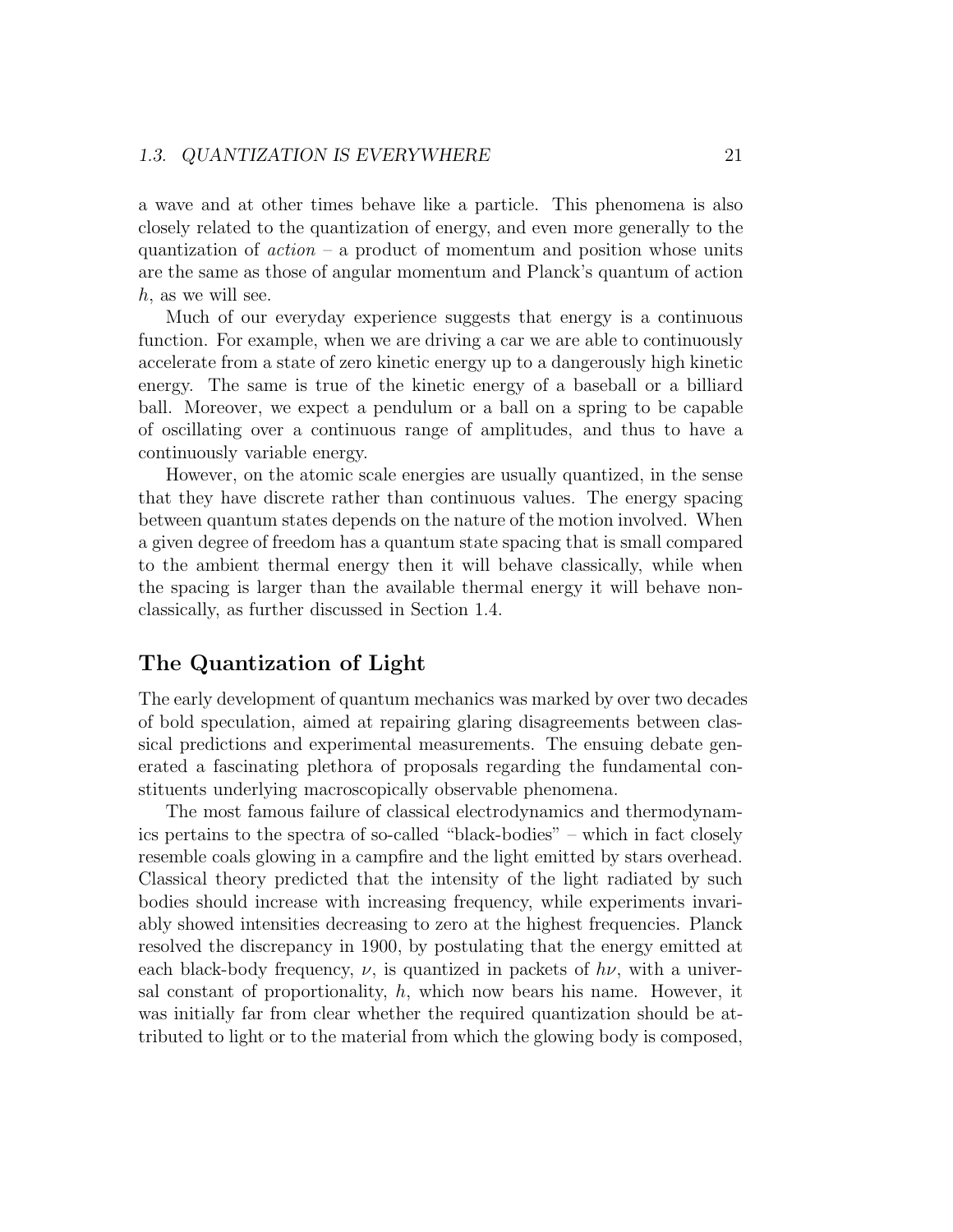a wave and at other times behave like a particle. This phenomena is also closely related to the quantization of energy, and even more generally to the quantization of *action* – a product of momentum and position whose units are the same as those of angular momentum and Planck's quantum of action $h$, as we will see.

Much of our everyday experience suggests that energy is a continuous function. For example, when we are driving a car we are able to continuously accelerate from a state of zero kinetic energy up to a dangerously high kinetic energy. The same is true of the kinetic energy of a baseball or a billiard ball. Moreover, we expect a pendulum or a ball on a spring to be capable of oscillating over a continuous range of amplitudes, and thus to have a continuously variable energy.

However, on the atomic scale energies are usually quantized, in the sense that they have discrete rather than continuous values. The energy spacing between quantum states depends on the nature of the motion involved. When a given degree of freedom has a quantum state spacing that is small compared to the ambient thermal energy then it will behave classically, while when the spacing is larger than the available thermal energy it will behave non-classically, as further discussed in Section 1.4.

## The Quantization of Light

The early development of quantum mechanics was marked by over two decades of bold speculation, aimed at repairing glaring disagreements between classical predictions and experimental measurements. The ensuing debate generated a fascinating plethora of proposals regarding the fundamental constituents underlying macroscopically observable phenomena.

The most famous failure of classical electrodynamics and thermodynamics pertains to the spectra of so-called "black-bodies" – which in fact closely resemble coals glowing in a campfire and the light emitted by stars overhead. Classical theory predicted that the intensity of the light radiated by such bodies should increase with increasing frequency, while experiments invariably showed intensities decreasing to zero at the highest frequencies. Planck resolved the discrepancy in 1900, by postulating that the energy emitted at each black-body frequency, $\nu$, is quantized in packets of $h\nu$, with a universal constant of proportionality, $h$, which now bears his name. However, it was initially far from clear whether the required quantization should be attributed to light or to the material from which the glowing body is composed,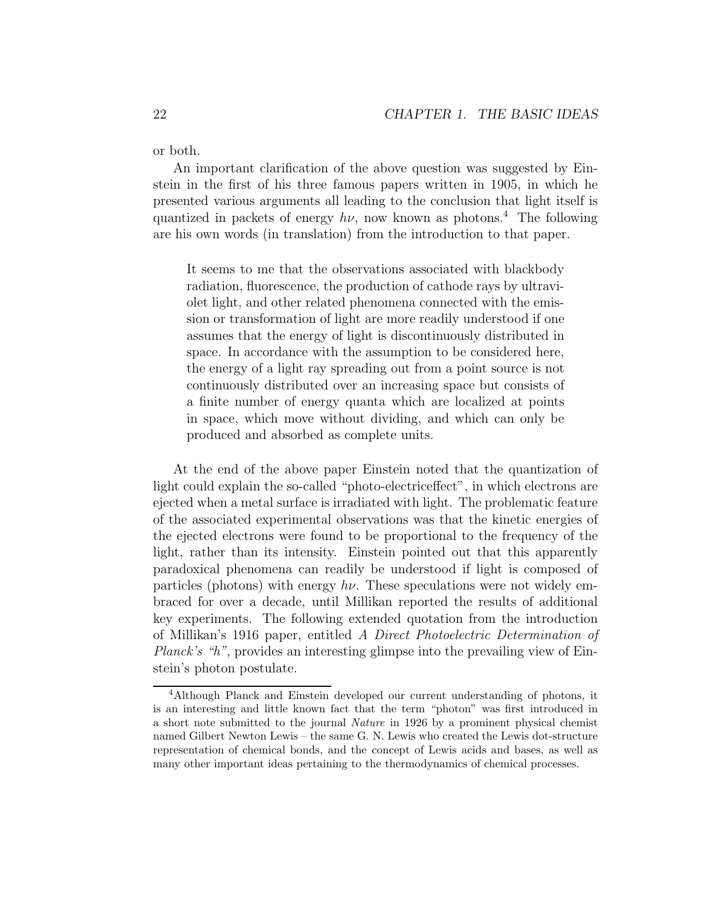or both.

An important clarification of the above question was suggested by Einstein in the first of his three famous papers written in 1905, in which he presented various arguments all leading to the conclusion that light itself is quantized in packets of energy $h\nu$, now known as photons.[4] The following are his own words (in translation) from the introduction to that paper.

> It seems to me that the observations associated with blackbody radiation, fluorescence, the production of cathode rays by ultraviolet light, and other related phenomena connected with the emission or transformation of light are more readily understood if one assumes that the energy of light is discontinuously distributed in space. In accordance with the assumption to be considered here, the energy of a light ray spreading out from a point source is not continuously distributed over an increasing space but consists of a finite number of energy quanta which are localized at points in space, which move without dividing, and which can only be produced and absorbed as complete units.

At the end of the above paper Einstein noted that the quantization of light could explain the so-called "photo-electriceffect", in which electrons are ejected when a metal surface is irradiated with light. The problematic feature of the associated experimental observations was that the kinetic energies of the ejected electrons were found to be proportional to the frequency of the light, rather than its intensity. Einstein pointed out that this apparently paradoxical phenomena can readily be understood if light is composed of particles (photons) with energy $h\nu$. These speculations were not widely embraced for over a decade, until Millikan reported the results of additional key experiments. The following extended quotation from the introduction of Millikan's 1916 paper, entitled *A Direct Photoelectric Determination of Planck's "h"*, provides an interesting glimpse into the prevailing view of Einstein's photon postulate.

---

[4] Although Planck and Einstein developed our current understanding of photons, it is an interesting and little known fact that the term "photon" was first introduced in a short note submitted to the journal *Nature* in 1926 by a prominent physical chemist named Gilbert Newton Lewis – the same G. N. Lewis who created the Lewis dot-structure representation of chemical bonds, and the concept of Lewis acids and bases, as well as many other important ideas pertaining to the thermodynamics of chemical processes.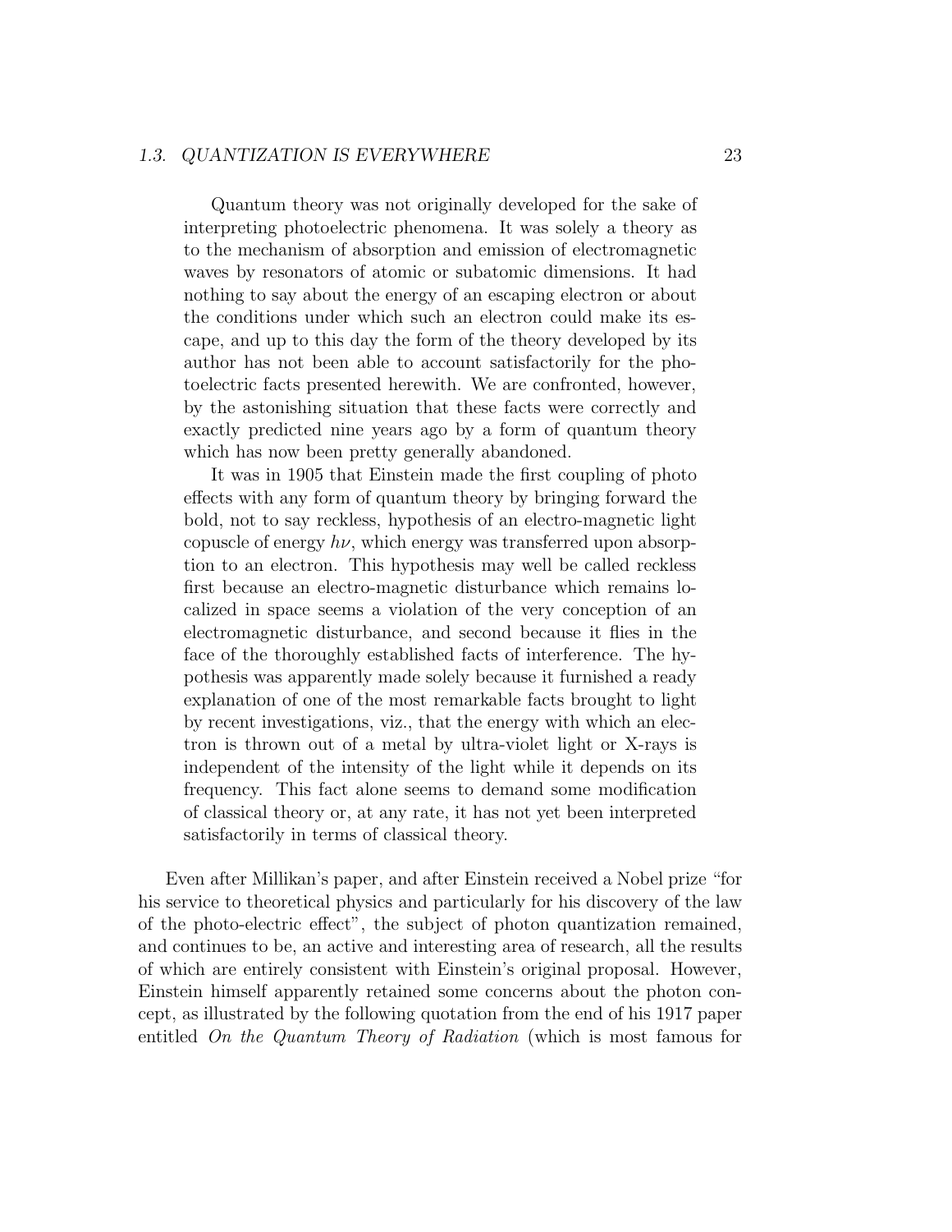> Quantum theory was not originally developed for the sake of interpreting photoelectric phenomena. It was solely a theory as to the mechanism of absorption and emission of electromagnetic waves by resonators of atomic or subatomic dimensions. It had nothing to say about the energy of an escaping electron or about the conditions under which such an electron could make its escape, and up to this day the form of the theory developed by its author has not been able to account satisfactorily for the photoelectric facts presented herewith. We are confronted, however, by the astonishing situation that these facts were correctly and exactly predicted nine years ago by a form of quantum theory which has now been pretty generally abandoned.
>
> It was in 1905 that Einstein made the first coupling of photo effects with any form of quantum theory by bringing forward the bold, not to say reckless, hypothesis of an electro-magnetic light copuscle of energy $h\nu$, which energy was transferred upon absorption to an electron. This hypothesis may well be called reckless first because an electro-magnetic disturbance which remains localized in space seems a violation of the very conception of an electromagnetic disturbance, and second because it flies in the face of the thoroughly established facts of interference. The hypothesis was apparently made solely because it furnished a ready explanation of one of the most remarkable facts brought to light by recent investigations, viz., that the energy with which an electron is thrown out of a metal by ultra-violet light or X-rays is independent of the intensity of the light while it depends on its frequency. This fact alone seems to demand some modification of classical theory or, at any rate, it has not yet been interpreted satisfactorily in terms of classical theory.

Even after Millikan's paper, and after Einstein received a Nobel prize "for his service to theoretical physics and particularly for his discovery of the law of the photo-electric effect", the subject of photon quantization remained, and continues to be, an active and interesting area of research, all the results of which are entirely consistent with Einstein's original proposal. However, Einstein himself apparently retained some concerns about the photon concept, as illustrated by the following quotation from the end of his 1917 paper entitled *On the Quantum Theory of Radiation* (which is most famous for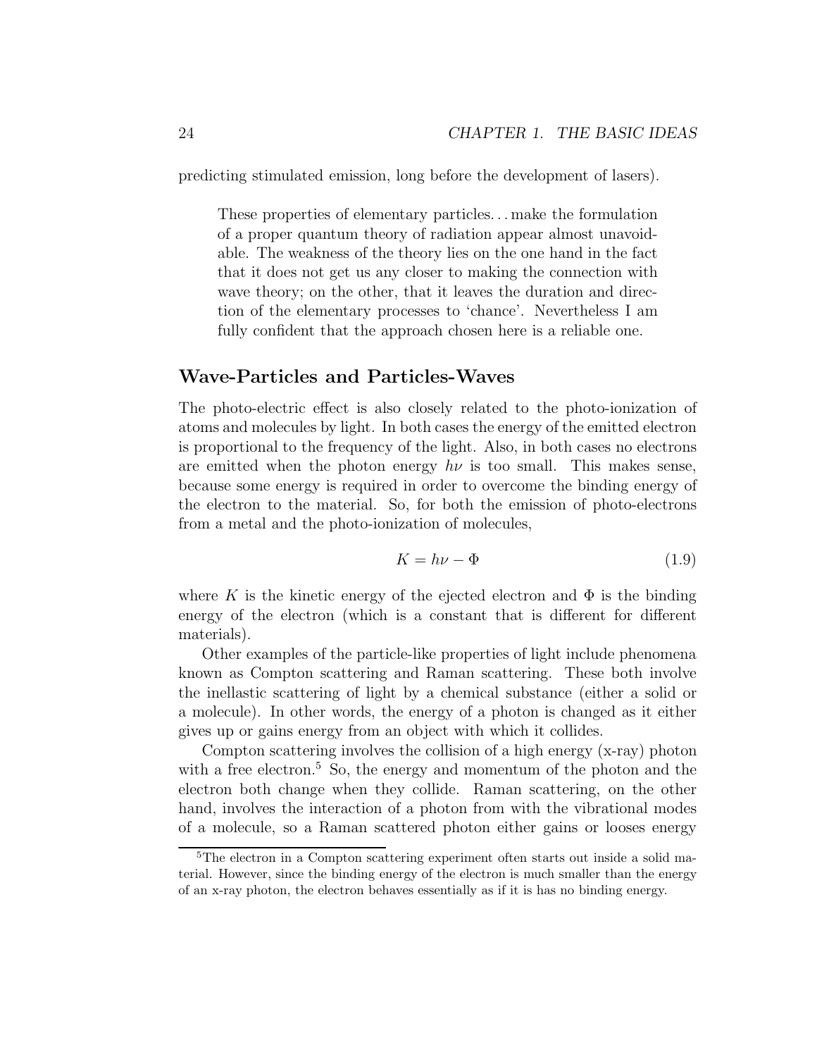predicting stimulated emission, long before the development of lasers).

> These properties of elementary particles... make the formulation of a proper quantum theory of radiation appear almost unavoidable. The weakness of the theory lies on the one hand in the fact that it does not get us any closer to making the connection with wave theory; on the other, that it leaves the duration and direction of the elementary processes to 'chance'. Nevertheless I am fully confident that the approach chosen here is a reliable one.

## Wave-Particles and Particles-Waves

The photo-electric effect is also closely related to the photo-ionization of atoms and molecules by light. In both cases the energy of the emitted electron is proportional to the frequency of the light. Also, in both cases no electrons are emitted when the photon energy $h\nu$ is too small. This makes sense, because some energy is required in order to overcome the binding energy of the electron to the material. So, for both the emission of photo-electrons from a metal and the photo-ionization of molecules,

$$K = h\nu - \Phi \tag{1.9}$$

where $K$ is the kinetic energy of the ejected electron and $\Phi$ is the binding energy of the electron (which is a constant that is different for different materials).

Other examples of the particle-like properties of light include phenomena known as Compton scattering and Raman scattering. These both involve the inellastic scattering of light by a chemical substance (either a solid or a molecule). In other words, the energy of a photon is changed as it either gives up or gains energy from an object with which it collides.

Compton scattering involves the collision of a high energy (x-ray) photon with a free electron.[5] So, the energy and momentum of the photon and the electron both change when they collide. Raman scattering, on the other hand, involves the interaction of a photon from with the vibrational modes of a molecule, so a Raman scattered photon either gains or looses energy

[5] The electron in a Compton scattering experiment often starts out inside a solid material. However, since the binding energy of the electron is much smaller than the energy of an x-ray photon, the electron behaves essentially as if it is has no binding energy.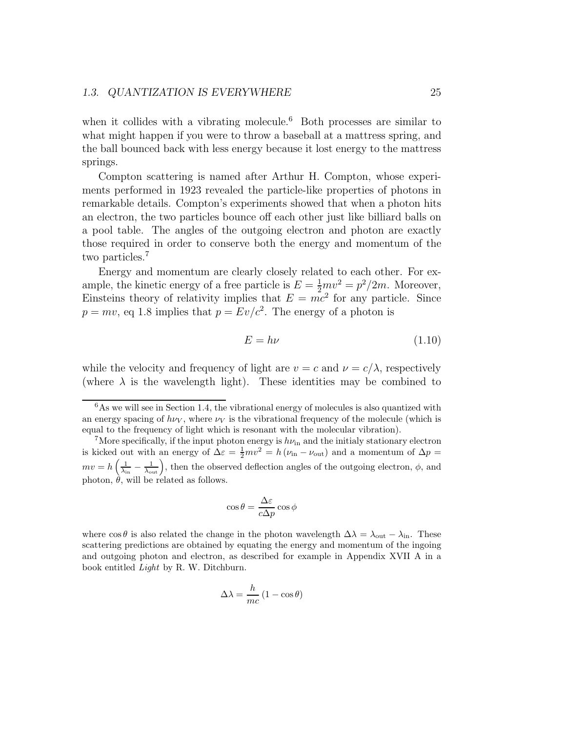when it collides with a vibrating molecule.[6] Both processes are similar to what might happen if you were to throw a baseball at a mattress spring, and the ball bounced back with less energy because it lost energy to the mattress springs.

Compton scattering is named after Arthur H. Compton, whose experiments performed in 1923 revealed the particle-like properties of photons in remarkable details. Compton's experiments showed that when a photon hits an electron, the two particles bounce off each other just like billiard balls on a pool table. The angles of the outgoing electron and photon are exactly those required in order to conserve both the energy and momentum of the two particles.[7]

Energy and momentum are clearly closely related to each other. For example, the kinetic energy of a free particle is $E = \frac{1}{2}mv^2 = p^2/2m$. Moreover, Einsteins theory of relativity implies that $E = mc^2$ for any particle. Since $p = mv$, eq 1.8 implies that $p = Ev/c^2$. The energy of a photon is

$$E = h\nu \tag{1.10}$$

while the velocity and frequency of light are $v = c$ and $\nu = c/\lambda$, respectively (where $\lambda$ is the wavelength light). These identities may be combined to

---

[6] As we will see in Section 1.4, the vibrational energy of molecules is also quantized with an energy spacing of $h\nu_V$, where $\nu_V$ is the vibrational frequency of the molecule (which is equal to the frequency of light which is resonant with the molecular vibration).

[7] More specifically, if the input photon energy is $h\nu_{\text{in}}$ and the initialy stationary electron is kicked out with an energy of $\Delta\varepsilon = \frac{1}{2}mv^2 = h\left(\nu_{\text{in}} - \nu_{\text{out}}\right)$ and a momentum of $\Delta p = mv = h\left(\frac{1}{\lambda_{\text{in}}} - \frac{1}{\lambda_{\text{out}}}\right)$, then the observed deflection angles of the outgoing electron, $\phi$, and photon, $\theta$, will be related as follows.

$$\cos\theta = \frac{\Delta\varepsilon}{c\Delta p}\cos\phi$$

where $\cos\theta$ is also related the change in the photon wavelength $\Delta\lambda = \lambda_{\text{out}} - \lambda_{\text{in}}$. These scattering predictions are obtained by equating the energy and momentum of the ingoing and outgoing photon and electron, as described for example in Appendix XVII A in a book entitled *Light* by R. W. Ditchburn.

$$\Delta\lambda = \frac{h}{mc}\left(1 - \cos\theta\right)$$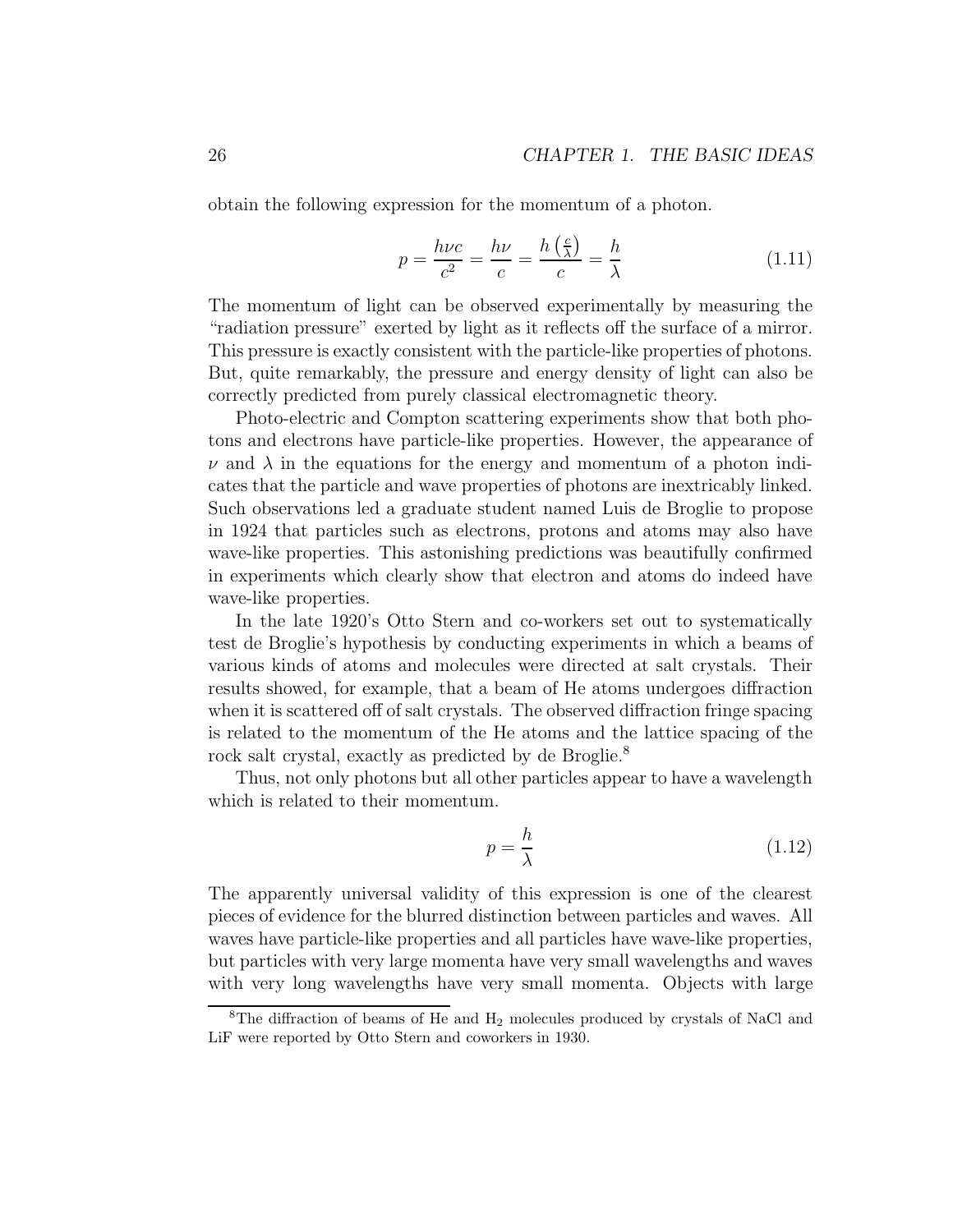obtain the following expression for the momentum of a photon.

$$p = \frac{h\nu c}{c^2} = \frac{h\nu}{c} = \frac{h\left(\frac{c}{\lambda}\right)}{c} = \frac{h}{\lambda} \tag{1.11}$$

The momentum of light can be observed experimentally by measuring the "radiation pressure" exerted by light as it reflects off the surface of a mirror. This pressure is exactly consistent with the particle-like properties of photons. But, quite remarkably, the pressure and energy density of light can also be correctly predicted from purely classical electromagnetic theory.

Photo-electric and Compton scattering experiments show that both photons and electrons have particle-like properties. However, the appearance of $\nu$ and $\lambda$ in the equations for the energy and momentum of a photon indicates that the particle and wave properties of photons are inextricably linked. Such observations led a graduate student named Luis de Broglie to propose in 1924 that particles such as electrons, protons and atoms may also have wave-like properties. This astonishing predictions was beautifully confirmed in experiments which clearly show that electron and atoms do indeed have wave-like properties.

In the late 1920's Otto Stern and co-workers set out to systematically test de Broglie's hypothesis by conducting experiments in which a beams of various kinds of atoms and molecules were directed at salt crystals. Their results showed, for example, that a beam of He atoms undergoes diffraction when it is scattered off of salt crystals. The observed diffraction fringe spacing is related to the momentum of the He atoms and the lattice spacing of the rock salt crystal, exactly as predicted by de Broglie.[8]

Thus, not only photons but all other particles appear to have a wavelength which is related to their momentum.

$$p = \frac{h}{\lambda} \tag{1.12}$$

The apparently universal validity of this expression is one of the clearest pieces of evidence for the blurred distinction between particles and waves. All waves have particle-like properties and all particles have wave-like properties, but particles with very large momenta have very small wavelengths and waves with very long wavelengths have very small momenta. Objects with large

[8] The diffraction of beams of He and $H_2$ molecules produced by crystals of NaCl and LiF were reported by Otto Stern and coworkers in 1930.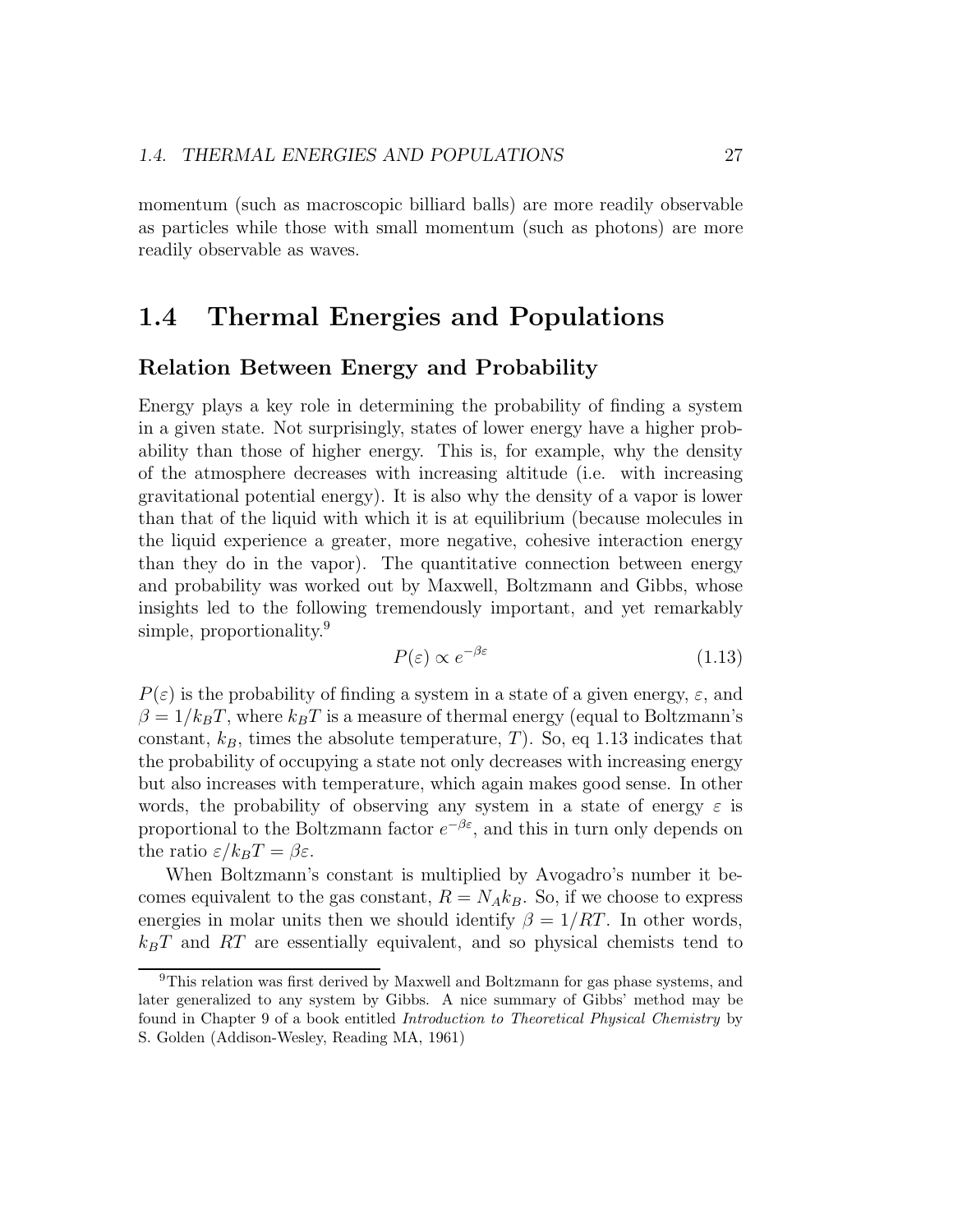momentum (such as macroscopic billiard balls) are more readily observable as particles while those with small momentum (such as photons) are more readily observable as waves.

## 1.4 Thermal Energies and Populations

### Relation Between Energy and Probability

Energy plays a key role in determining the probability of finding a system in a given state. Not surprisingly, states of lower energy have a higher probability than those of higher energy. This is, for example, why the density of the atmosphere decreases with increasing altitude (i.e. with increasing gravitational potential energy). It is also why the density of a vapor is lower than that of the liquid with which it is at equilibrium (because molecules in the liquid experience a greater, more negative, cohesive interaction energy than they do in the vapor). The quantitative connection between energy and probability was worked out by Maxwell, Boltzmann and Gibbs, whose insights led to the following tremendously important, and yet remarkably simple, proportionality.[9]

$$P(\varepsilon) \propto e^{-\beta\varepsilon} \tag{1.13}$$

$P(\varepsilon)$ is the probability of finding a system in a state of a given energy, $\varepsilon$, and $\beta = 1/k_B T$, where $k_B T$ is a measure of thermal energy (equal to Boltzmann's constant, $k_B$, times the absolute temperature, $T$). So, eq 1.13 indicates that the probability of occupying a state not only decreases with increasing energy but also increases with temperature, which again makes good sense. In other words, the probability of observing any system in a state of energy $\varepsilon$ is proportional to the Boltzmann factor $e^{-\beta\varepsilon}$, and this in turn only depends on the ratio $\varepsilon/k_B T = \beta\varepsilon$.

When Boltzmann's constant is multiplied by Avogadro's number it becomes equivalent to the gas constant, $R = N_A k_B$. So, if we choose to express energies in molar units then we should identify $\beta = 1/RT$. In other words, $k_B T$ and $RT$ are essentially equivalent, and so physical chemists tend to

[9] This relation was first derived by Maxwell and Boltzmann for gas phase systems, and later generalized to any system by Gibbs. A nice summary of Gibbs' method may be found in Chapter 9 of a book entitled *Introduction to Theoretical Physical Chemistry* by S. Golden (Addison-Wesley, Reading MA, 1961)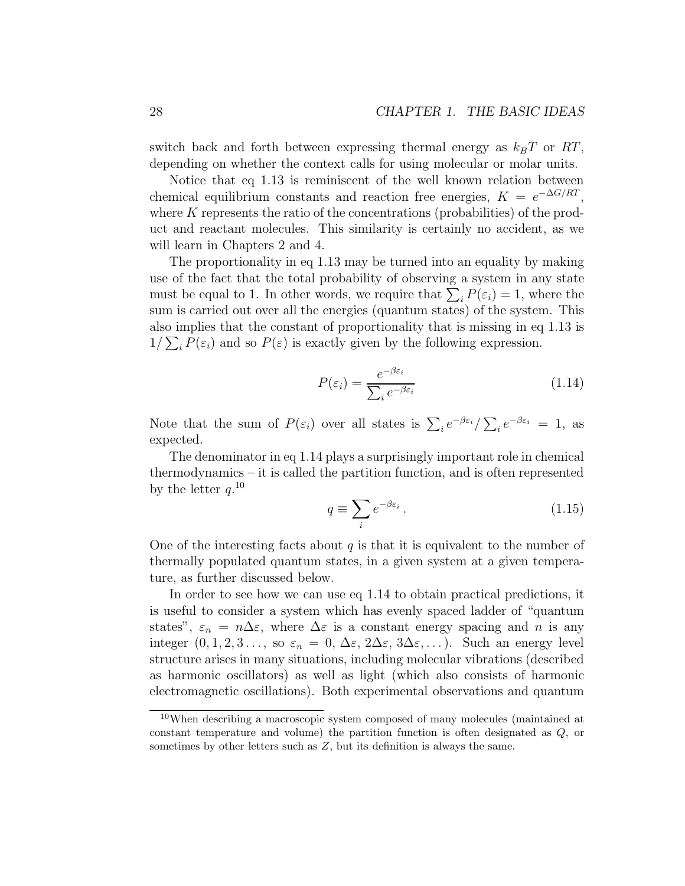switch back and forth between expressing thermal energy as $k_BT$ or $RT$, depending on whether the context calls for using molecular or molar units.

Notice that eq 1.13 is reminiscent of the well known relation between chemical equilibrium constants and reaction free energies, $K = e^{-\Delta G/RT}$, where $K$ represents the ratio of the concentrations (probabilities) of the product and reactant molecules. This similarity is certainly no accident, as we will learn in Chapters 2 and 4.

The proportionality in eq 1.13 may be turned into an equality by making use of the fact that the total probability of observing a system in any state must be equal to 1. In other words, we require that $\sum_i P(\varepsilon_i) = 1$, where the sum is carried out over all the energies (quantum states) of the system. This also implies that the constant of proportionality that is missing in eq 1.13 is $1/\sum_i P(\varepsilon_i)$ and so $P(\varepsilon)$ is exactly given by the following expression.

$$P(\varepsilon_i) = \frac{e^{-\beta\varepsilon_i}}{\sum_i e^{-\beta\varepsilon_i}} \tag{1.14}$$

Note that the sum of $P(\varepsilon_i)$ over all states is $\sum_i e^{-\beta\varepsilon_i}/\sum_i e^{-\beta\varepsilon_i} = 1$, as expected.

The denominator in eq 1.14 plays a surprisingly important role in chemical thermodynamics – it is called the partition function, and is often represented by the letter $q$.[10]

$$q \equiv \sum_i e^{-\beta\varepsilon_i}\,. \tag{1.15}$$

One of the interesting facts about $q$ is that it is equivalent to the number of thermally populated quantum states, in a given system at a given temperature, as further discussed below.

In order to see how we can use eq 1.14 to obtain practical predictions, it is useful to consider a system which has evenly spaced ladder of "quantum states", $\varepsilon_n = n\Delta\varepsilon$, where $\Delta\varepsilon$ is a constant energy spacing and $n$ is any integer $(0, 1, 2, 3\ldots$, so $\varepsilon_n = 0,\, \Delta\varepsilon,\, 2\Delta\varepsilon,\, 3\Delta\varepsilon, \ldots)$. Such an energy level structure arises in many situations, including molecular vibrations (described as harmonic oscillators) as well as light (which also consists of harmonic electromagnetic oscillations). Both experimental observations and quantum

[10] When describing a macroscopic system composed of many molecules (maintained at constant temperature and volume) the partition function is often designated as $Q$, or sometimes by other letters such as $Z$, but its definition is always the same.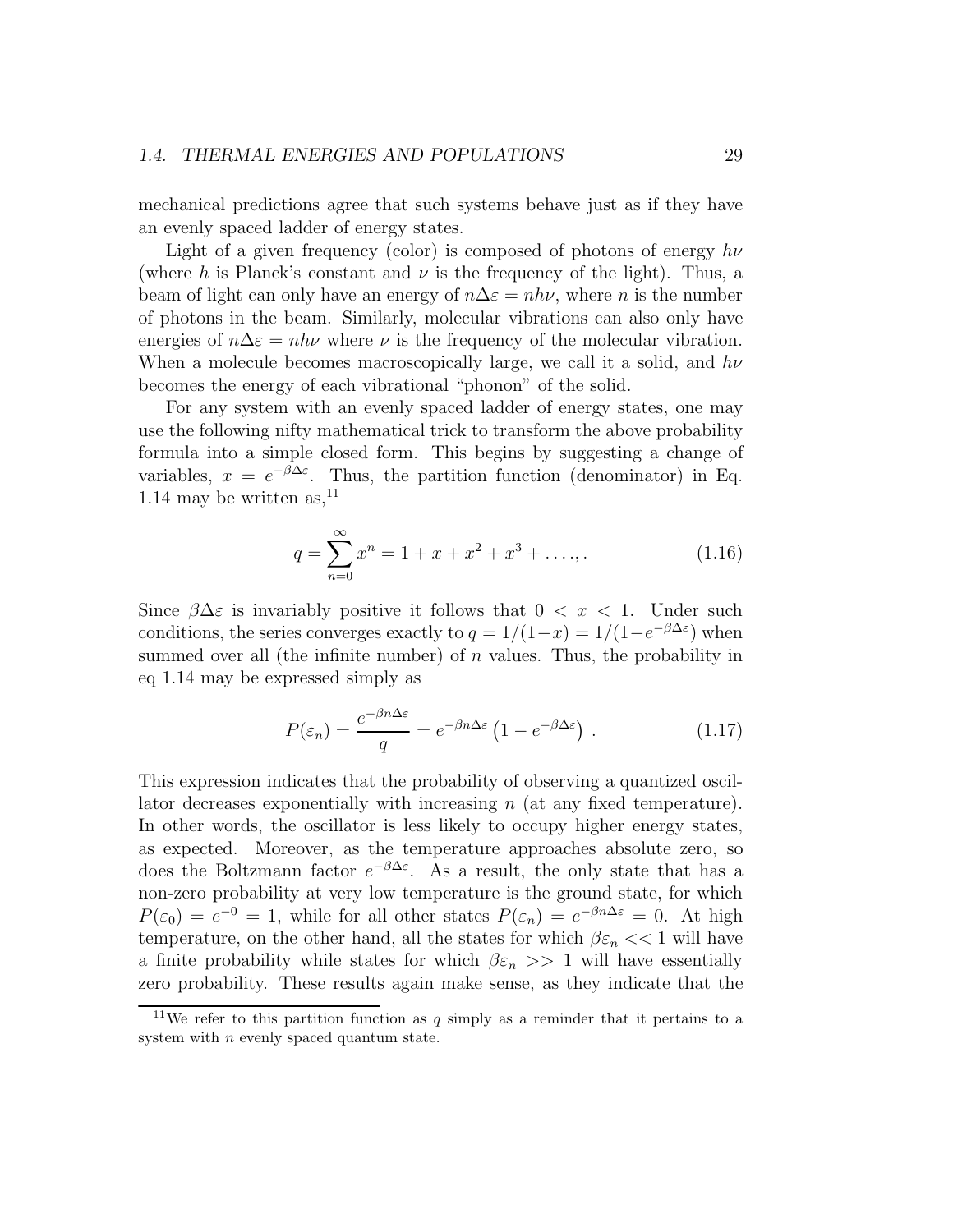mechanical predictions agree that such systems behave just as if they have an evenly spaced ladder of energy states.

Light of a given frequency (color) is composed of photons of energy $h\nu$ (where $h$ is Planck's constant and $\nu$ is the frequency of the light). Thus, a beam of light can only have an energy of $n\Delta\varepsilon = nh\nu$, where $n$ is the number of photons in the beam. Similarly, molecular vibrations can also only have energies of $n\Delta\varepsilon = nh\nu$ where $\nu$ is the frequency of the molecular vibration. When a molecule becomes macroscopically large, we call it a solid, and $h\nu$ becomes the energy of each vibrational "phonon" of the solid.

For any system with an evenly spaced ladder of energy states, one may use the following nifty mathematical trick to transform the above probability formula into a simple closed form. This begins by suggesting a change of variables, $x = e^{-\beta\Delta\varepsilon}$. Thus, the partition function (denominator) in Eq. 1.14 may be written as,[11]

$$q = \sum_{n=0}^{\infty} x^n = 1 + x + x^2 + x^3 + \ldots,. \tag{1.16}$$

Since $\beta\Delta\varepsilon$ is invariably positive it follows that $0 < x < 1$. Under such conditions, the series converges exactly to $q = 1/(1-x) = 1/(1-e^{-\beta\Delta\varepsilon})$ when summed over all (the infinite number) of $n$ values. Thus, the probability in eq 1.14 may be expressed simply as

$$P(\varepsilon_n) = \frac{e^{-\beta n\Delta\varepsilon}}{q} = e^{-\beta n\Delta\varepsilon}\left(1 - e^{-\beta\Delta\varepsilon}\right) . \tag{1.17}$$

This expression indicates that the probability of observing a quantized oscillator decreases exponentially with increasing $n$ (at any fixed temperature). In other words, the oscillator is less likely to occupy higher energy states, as expected. Moreover, as the temperature approaches absolute zero, so does the Boltzmann factor $e^{-\beta\Delta\varepsilon}$. As a result, the only state that has a non-zero probability at very low temperature is the ground state, for which $P(\varepsilon_0) = e^{-0} = 1$, while for all other states $P(\varepsilon_n) = e^{-\beta n\Delta\varepsilon} = 0$. At high temperature, on the other hand, all the states for which $\beta\varepsilon_n << 1$ will have a finite probability while states for which $\beta\varepsilon_n >> 1$ will have essentially zero probability. These results again make sense, as they indicate that the

[11] We refer to this partition function as $q$ simply as a reminder that it pertains to a system with $n$ evenly spaced quantum state.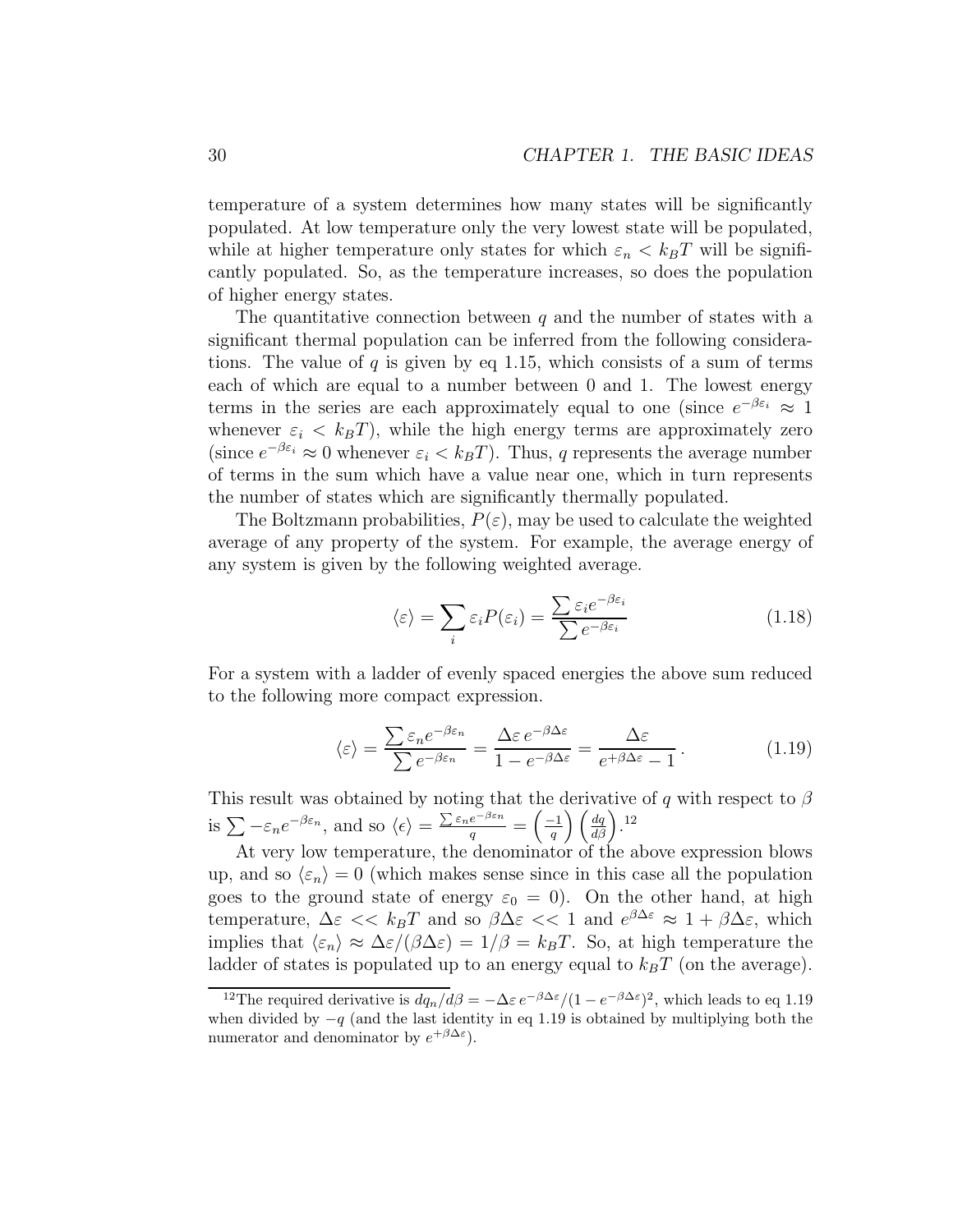temperature of a system determines how many states will be significantly populated. At low temperature only the very lowest state will be populated, while at higher temperature only states for which $\varepsilon_n < k_B T$ will be significantly populated. So, as the temperature increases, so does the population of higher energy states.

The quantitative connection between $q$ and the number of states with a significant thermal population can be inferred from the following considerations. The value of $q$ is given by eq 1.15, which consists of a sum of terms each of which are equal to a number between 0 and 1. The lowest energy terms in the series are each approximately equal to one (since $e^{-\beta\varepsilon_i} \approx 1$ whenever $\varepsilon_i < k_B T$), while the high energy terms are approximately zero (since $e^{-\beta\varepsilon_i} \approx 0$ whenever $\varepsilon_i < k_B T$). Thus, $q$ represents the average number of terms in the sum which have a value near one, which in turn represents the number of states which are significantly thermally populated.

The Boltzmann probabilities, $P(\varepsilon)$, may be used to calculate the weighted average of any property of the system. For example, the average energy of any system is given by the following weighted average.

$$\langle\varepsilon\rangle = \sum_i \varepsilon_i P(\varepsilon_i) = \frac{\sum \varepsilon_i e^{-\beta\varepsilon_i}}{\sum e^{-\beta\varepsilon_i}} \tag{1.18}$$

For a system with a ladder of evenly spaced energies the above sum reduced to the following more compact expression.

$$\langle\varepsilon\rangle = \frac{\sum \varepsilon_n e^{-\beta\varepsilon_n}}{\sum e^{-\beta\varepsilon_n}} = \frac{\Delta\varepsilon\, e^{-\beta\Delta\varepsilon}}{1 - e^{-\beta\Delta\varepsilon}} = \frac{\Delta\varepsilon}{e^{+\beta\Delta\varepsilon} - 1}\,. \tag{1.19}$$

This result was obtained by noting that the derivative of $q$ with respect to $\beta$ is $\sum -\varepsilon_n e^{-\beta\varepsilon_n}$, and so $\langle\epsilon\rangle = \frac{\sum \varepsilon_n e^{-\beta\varepsilon_n}}{q} = \left(\frac{-1}{q}\right)\left(\frac{dq}{d\beta}\right)$.[12]

At very low temperature, the denominator of the above expression blows up, and so $\langle\varepsilon_n\rangle = 0$ (which makes sense since in this case all the population goes to the ground state of energy $\varepsilon_0 = 0$). On the other hand, at high temperature, $\Delta\varepsilon << k_B T$ and so $\beta\Delta\varepsilon << 1$ and $e^{\beta\Delta\varepsilon} \approx 1 + \beta\Delta\varepsilon$, which implies that $\langle\varepsilon_n\rangle \approx \Delta\varepsilon/(\beta\Delta\varepsilon) = 1/\beta = k_B T$. So, at high temperature the ladder of states is populated up to an energy equal to $k_B T$ (on the average).

---

[12] The required derivative is $dq_n/d\beta = -\Delta\varepsilon\, e^{-\beta\Delta\varepsilon}/(1 - e^{-\beta\Delta\varepsilon})^2$, which leads to eq 1.19 when divided by $-q$ (and the last identity in eq 1.19 is obtained by multiplying both the numerator and denominator by $e^{+\beta\Delta\varepsilon}$).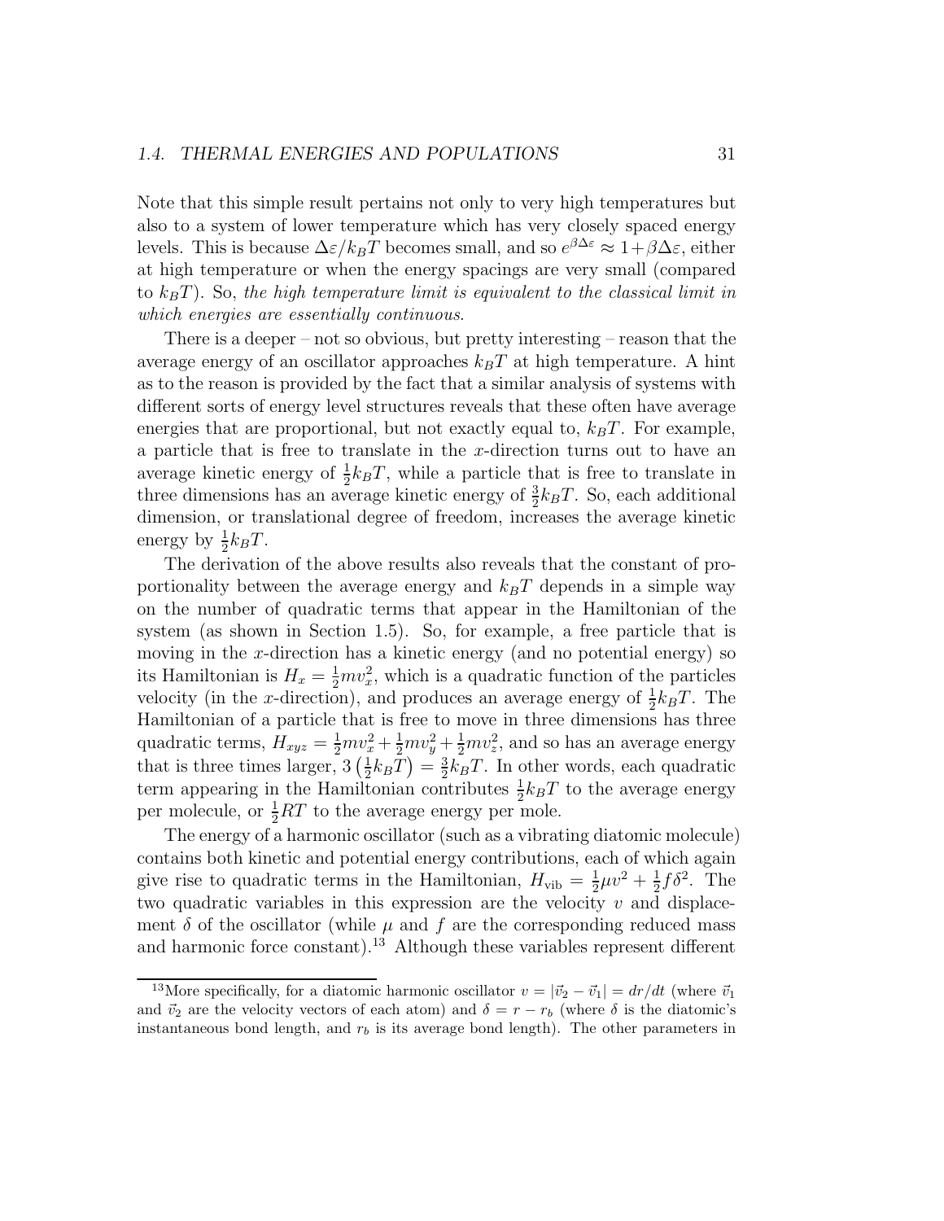Note that this simple result pertains not only to very high temperatures but also to a system of lower temperature which has very closely spaced energy levels. This is because $\Delta\varepsilon/k_BT$ becomes small, and so $e^{\beta\Delta\varepsilon} \approx 1+\beta\Delta\varepsilon$, either at high temperature or when the energy spacings are very small (compared to $k_BT$). So, *the high temperature limit is equivalent to the classical limit in which energies are essentially continuous.*

There is a deeper – not so obvious, but pretty interesting – reason that the average energy of an oscillator approaches $k_BT$ at high temperature. A hint as to the reason is provided by the fact that a similar analysis of systems with different sorts of energy level structures reveals that these often have average energies that are proportional, but not exactly equal to, $k_BT$. For example, a particle that is free to translate in the $x$-direction turns out to have an average kinetic energy of $\frac{1}{2}k_BT$, while a particle that is free to translate in three dimensions has an average kinetic energy of $\frac{3}{2}k_BT$. So, each additional dimension, or translational degree of freedom, increases the average kinetic energy by $\frac{1}{2}k_BT$.

The derivation of the above results also reveals that the constant of proportionality between the average energy and $k_BT$ depends in a simple way on the number of quadratic terms that appear in the Hamiltonian of the system (as shown in Section 1.5). So, for example, a free particle that is moving in the $x$-direction has a kinetic energy (and no potential energy) so its Hamiltonian is $H_x = \frac{1}{2}mv_x^2$, which is a quadratic function of the particles velocity (in the $x$-direction), and produces an average energy of $\frac{1}{2}k_BT$. The Hamiltonian of a particle that is free to move in three dimensions has three quadratic terms, $H_{xyz} = \frac{1}{2}mv_x^2 + \frac{1}{2}mv_y^2 + \frac{1}{2}mv_z^2$, and so has an average energy that is three times larger, $3\left(\frac{1}{2}k_BT\right) = \frac{3}{2}k_BT$. In other words, each quadratic term appearing in the Hamiltonian contributes $\frac{1}{2}k_BT$ to the average energy per molecule, or $\frac{1}{2}RT$ to the average energy per mole.

The energy of a harmonic oscillator (such as a vibrating diatomic molecule) contains both kinetic and potential energy contributions, each of which again give rise to quadratic terms in the Hamiltonian, $H_{\text{vib}} = \frac{1}{2}\mu v^2 + \frac{1}{2}f\delta^2$. The two quadratic variables in this expression are the velocity $v$ and displacement $\delta$ of the oscillator (while $\mu$ and $f$ are the corresponding reduced mass and harmonic force constant).[13] Although these variables represent different

[13]More specifically, for a diatomic harmonic oscillator $v = |\vec{v}_2 - \vec{v}_1| = dr/dt$ (where $\vec{v}_1$ and $\vec{v}_2$ are the velocity vectors of each atom) and $\delta = r - r_b$ (where $\delta$ is the diatomic's instantaneous bond length, and $r_b$ is its average bond length). The other parameters in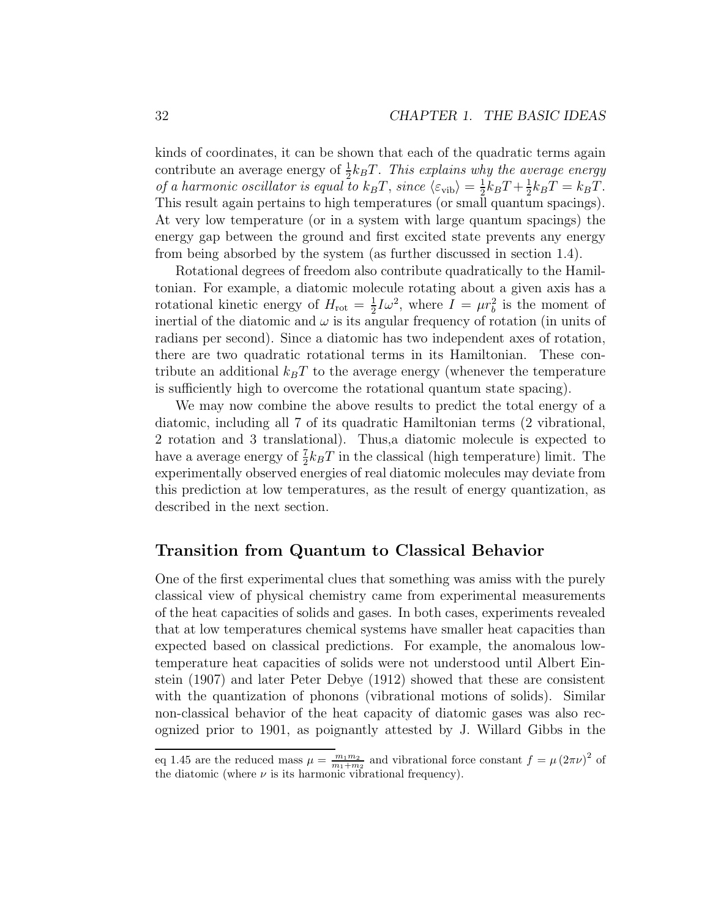kinds of coordinates, it can be shown that each of the quadratic terms again contribute an average energy of $\frac{1}{2}k_BT$. *This explains why the average energy of a harmonic oscillator is equal to $k_BT$, since $\langle \varepsilon_{\text{vib}} \rangle = \frac{1}{2}k_BT + \frac{1}{2}k_BT = k_BT$.* This result again pertains to high temperatures (or small quantum spacings). At very low temperature (or in a system with large quantum spacings) the energy gap between the ground and first excited state prevents any energy from being absorbed by the system (as further discussed in section 1.4).

Rotational degrees of freedom also contribute quadratically to the Hamiltonian. For example, a diatomic molecule rotating about a given axis has a rotational kinetic energy of $H_{\text{rot}} = \frac{1}{2}I\omega^2$, where $I = \mu r_b^2$ is the moment of inertial of the diatomic and $\omega$ is its angular frequency of rotation (in units of radians per second). Since a diatomic has two independent axes of rotation, there are two quadratic rotational terms in its Hamiltonian. These contribute an additional $k_BT$ to the average energy (whenever the temperature is sufficiently high to overcome the rotational quantum state spacing).

We may now combine the above results to predict the total energy of a diatomic, including all 7 of its quadratic Hamiltonian terms (2 vibrational, 2 rotation and 3 translational). Thus,a diatomic molecule is expected to have a average energy of $\frac{7}{2}k_BT$ in the classical (high temperature) limit. The experimentally observed energies of real diatomic molecules may deviate from this prediction at low temperatures, as the result of energy quantization, as described in the next section.

## Transition from Quantum to Classical Behavior

One of the first experimental clues that something was amiss with the purely classical view of physical chemistry came from experimental measurements of the heat capacities of solids and gases. In both cases, experiments revealed that at low temperatures chemical systems have smaller heat capacities than expected based on classical predictions. For example, the anomalous low-temperature heat capacities of solids were not understood until Albert Einstein (1907) and later Peter Debye (1912) showed that these are consistent with the quantization of phonons (vibrational motions of solids). Similar non-classical behavior of the heat capacity of diatomic gases was also recognized prior to 1901, as poignantly attested by J. Willard Gibbs in the

---

eq 1.45 are the reduced mass $\mu = \frac{m_1 m_2}{m_1 + m_2}$ and vibrational force constant $f = \mu (2\pi\nu)^2$ of the diatomic (where $\nu$ is its harmonic vibrational frequency).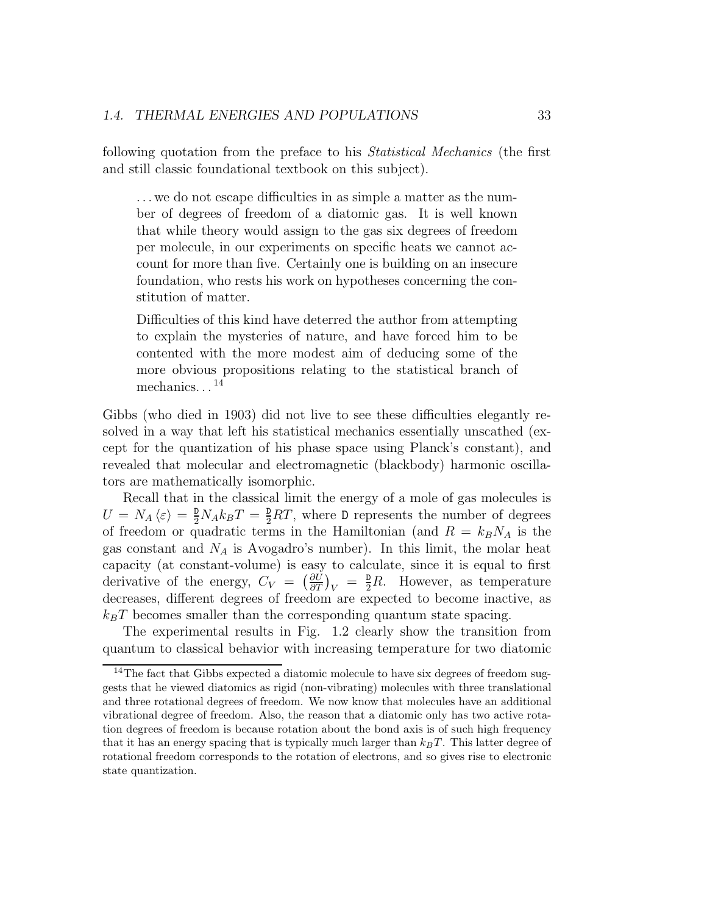following quotation from the preface to his *Statistical Mechanics* (the first and still classic foundational textbook on this subject).

> ...we do not escape difficulties in as simple a matter as the number of degrees of freedom of a diatomic gas. It is well known that while theory would assign to the gas six degrees of freedom per molecule, in our experiments on specific heats we cannot account for more than five. Certainly one is building on an insecure foundation, who rests his work on hypotheses concerning the constitution of matter.
>
> Difficulties of this kind have deterred the author from attempting to explain the mysteries of nature, and have forced him to be contented with the more modest aim of deducing some of the more obvious propositions relating to the statistical branch of mechanics...[14]

Gibbs (who died in 1903) did not live to see these difficulties elegantly resolved in a way that left his statistical mechanics essentially unscathed (except for the quantization of his phase space using Planck's constant), and revealed that molecular and electromagnetic (blackbody) harmonic oscillators are mathematically isomorphic.

Recall that in the classical limit the energy of a mole of gas molecules is $U = N_A \langle \varepsilon \rangle = \frac{\mathtt{D}}{2} N_A k_B T = \frac{\mathtt{D}}{2} RT$, where $\mathtt{D}$ represents the number of degrees of freedom or quadratic terms in the Hamiltonian (and $R = k_B N_A$ is the gas constant and $N_A$ is Avogadro's number). In this limit, the molar heat capacity (at constant-volume) is easy to calculate, since it is equal to first derivative of the energy, $C_V = \left(\frac{\partial U}{\partial T}\right)_V = \frac{\mathtt{D}}{2} R$. However, as temperature decreases, different degrees of freedom are expected to become inactive, as $k_B T$ becomes smaller than the corresponding quantum state spacing.

The experimental results in Fig. 1.2 clearly show the transition from quantum to classical behavior with increasing temperature for two diatomic

---

[14] The fact that Gibbs expected a diatomic molecule to have six degrees of freedom suggests that he viewed diatomics as rigid (non-vibrating) molecules with three translational and three rotational degrees of freedom. We now know that molecules have an additional vibrational degree of freedom. Also, the reason that a diatomic only has two active rotation degrees of freedom is because rotation about the bond axis is of such high frequency that it has an energy spacing that is typically much larger than $k_B T$. This latter degree of rotational freedom corresponds to the rotation of electrons, and so gives rise to electronic state quantization.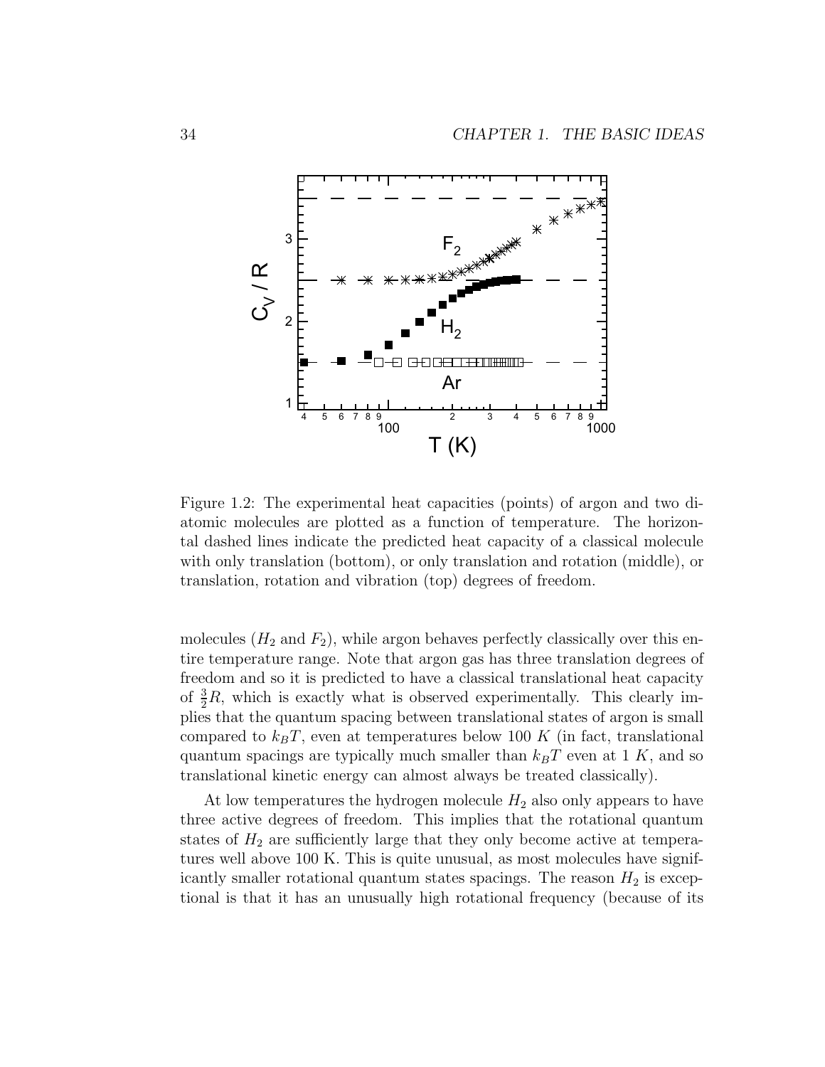Figure 1.2: The experimental heat capacities (points) of argon and two diatomic molecules are plotted as a function of temperature. The horizontal dashed lines indicate the predicted heat capacity of a classical molecule with only translation (bottom), or only translation and rotation (middle), or translation, rotation and vibration (top) degrees of freedom.

molecules ($H_2$ and $F_2$), while argon behaves perfectly classically over this entire temperature range. Note that argon gas has three translation degrees of freedom and so it is predicted to have a classical translational heat capacity of $\frac{3}{2}R$, which is exactly what is observed experimentally. This clearly implies that the quantum spacing between translational states of argon is small compared to $k_BT$, even at temperatures below 100 $K$ (in fact, translational quantum spacings are typically much smaller than $k_BT$ even at 1 $K$, and so translational kinetic energy can almost always be treated classically).

At low temperatures the hydrogen molecule $H_2$ also only appears to have three active degrees of freedom. This implies that the rotational quantum states of $H_2$ are sufficiently large that they only become active at temperatures well above 100 K. This is quite unusual, as most molecules have significantly smaller rotational quantum states spacings. The reason $H_2$ is exceptional is that it has an unusually high rotational frequency (because of its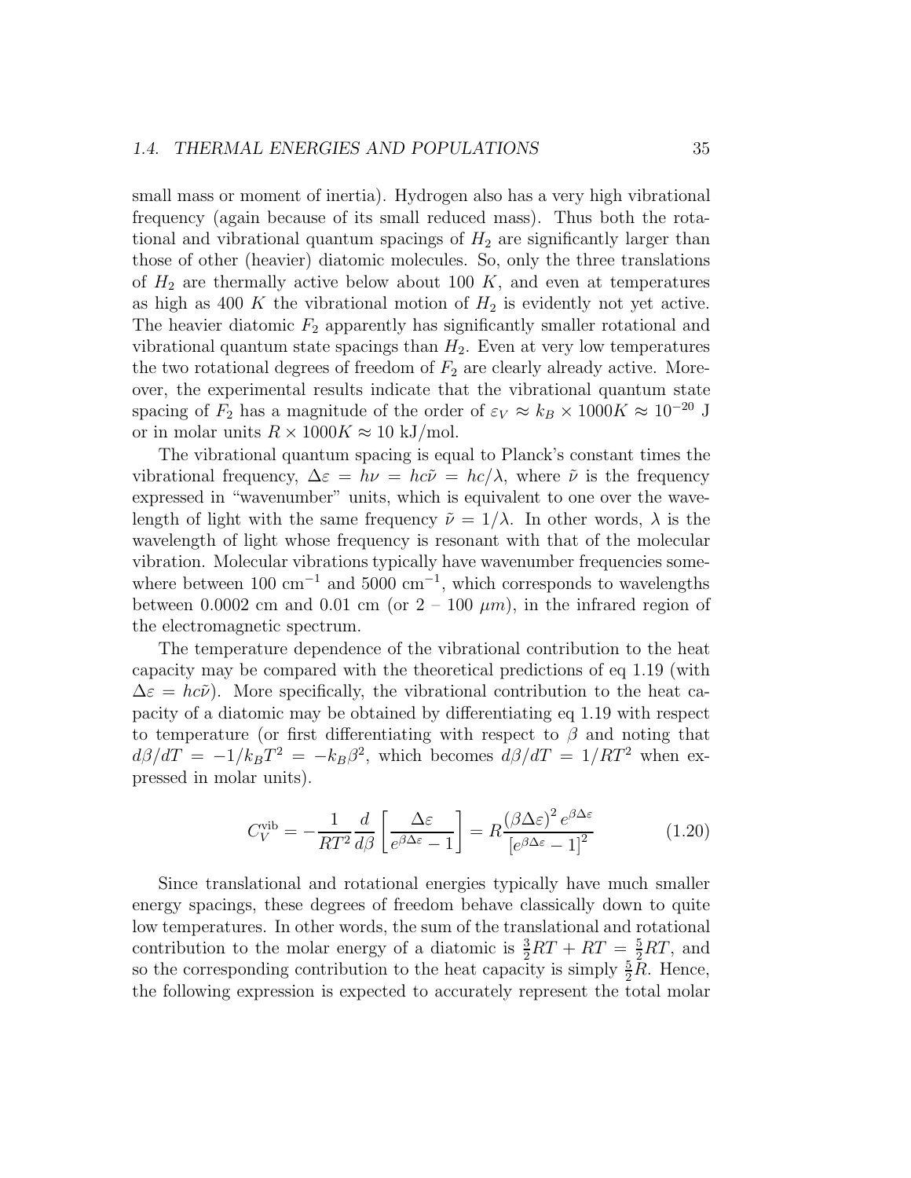small mass or moment of inertia). Hydrogen also has a very high vibrational frequency (again because of its small reduced mass). Thus both the rotational and vibrational quantum spacings of $H_2$ are significantly larger than those of other (heavier) diatomic molecules. So, only the three translations of $H_2$ are thermally active below about 100 $K$, and even at temperatures as high as 400 $K$ the vibrational motion of $H_2$ is evidently not yet active. The heavier diatomic $F_2$ apparently has significantly smaller rotational and vibrational quantum state spacings than $H_2$. Even at very low temperatures the two rotational degrees of freedom of $F_2$ are clearly already active. Moreover, the experimental results indicate that the vibrational quantum state spacing of $F_2$ has a magnitude of the order of $\varepsilon_V \approx k_B \times 1000K \approx 10^{-20}$ J or in molar units $R \times 1000K \approx 10$ kJ/mol.

The vibrational quantum spacing is equal to Planck's constant times the vibrational frequency, $\Delta\varepsilon = h\nu = hc\tilde{\nu} = hc/\lambda$, where $\tilde{\nu}$ is the frequency expressed in "wavenumber" units, which is equivalent to one over the wavelength of light with the same frequency $\tilde{\nu} = 1/\lambda$. In other words, $\lambda$ is the wavelength of light whose frequency is resonant with that of the molecular vibration. Molecular vibrations typically have wavenumber frequencies somewhere between 100 cm$^{-1}$ and 5000 cm$^{-1}$, which corresponds to wavelengths between 0.0002 cm and 0.01 cm (or 2 – 100 $\mu m$), in the infrared region of the electromagnetic spectrum.

The temperature dependence of the vibrational contribution to the heat capacity may be compared with the theoretical predictions of eq 1.19 (with $\Delta\varepsilon = hc\tilde{\nu}$). More specifically, the vibrational contribution to the heat capacity of a diatomic may be obtained by differentiating eq 1.19 with respect to temperature (or first differentiating with respect to $\beta$ and noting that $d\beta/dT = -1/k_BT^2 = -k_B\beta^2$, which becomes $d\beta/dT = 1/RT^2$ when expressed in molar units).

$$C_V^{\text{vib}} = -\frac{1}{RT^2}\frac{d}{d\beta}\left[\frac{\Delta\varepsilon}{e^{\beta\Delta\varepsilon}-1}\right] = R\frac{(\beta\Delta\varepsilon)^2\, e^{\beta\Delta\varepsilon}}{\left[e^{\beta\Delta\varepsilon}-1\right]^2} \tag{1.20}$$

Since translational and rotational energies typically have much smaller energy spacings, these degrees of freedom behave classically down to quite low temperatures. In other words, the sum of the translational and rotational contribution to the molar energy of a diatomic is $\frac{3}{2}RT + RT = \frac{5}{2}RT$, and so the corresponding contribution to the heat capacity is simply $\frac{5}{2}R$. Hence, the following expression is expected to accurately represent the total molar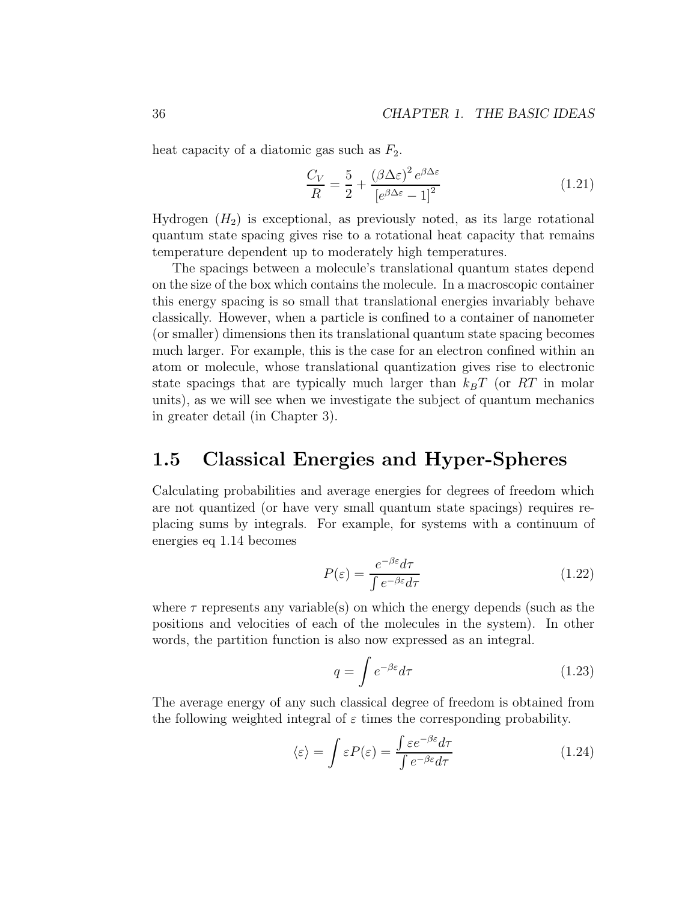heat capacity of a diatomic gas such as $F_2$.

$$\frac{C_V}{R} = \frac{5}{2} + \frac{(\beta\Delta\varepsilon)^2 e^{\beta\Delta\varepsilon}}{[e^{\beta\Delta\varepsilon} - 1]^2} \tag{1.21}$$

Hydrogen ($H_2$) is exceptional, as previously noted, as its large rotational quantum state spacing gives rise to a rotational heat capacity that remains temperature dependent up to moderately high temperatures.

The spacings between a molecule's translational quantum states depend on the size of the box which contains the molecule. In a macroscopic container this energy spacing is so small that translational energies invariably behave classically. However, when a particle is confined to a container of nanometer (or smaller) dimensions then its translational quantum state spacing becomes much larger. For example, this is the case for an electron confined within an atom or molecule, whose translational quantization gives rise to electronic state spacings that are typically much larger than $k_BT$ (or $RT$ in molar units), as we will see when we investigate the subject of quantum mechanics in greater detail (in Chapter 3).

## 1.5 Classical Energies and Hyper-Spheres

Calculating probabilities and average energies for degrees of freedom which are not quantized (or have very small quantum state spacings) requires replacing sums by integrals. For example, for systems with a continuum of energies eq 1.14 becomes

$$P(\varepsilon) = \frac{e^{-\beta\varepsilon}d\tau}{\int e^{-\beta\varepsilon}d\tau} \tag{1.22}$$

where $\tau$ represents any variable(s) on which the energy depends (such as the positions and velocities of each of the molecules in the system). In other words, the partition function is also now expressed as an integral.

$$q = \int e^{-\beta\varepsilon}d\tau \tag{1.23}$$

The average energy of any such classical degree of freedom is obtained from the following weighted integral of $\varepsilon$ times the corresponding probability.

$$\langle\varepsilon\rangle = \int \varepsilon P(\varepsilon) = \frac{\int \varepsilon e^{-\beta\varepsilon}d\tau}{\int e^{-\beta\varepsilon}d\tau} \tag{1.24}$$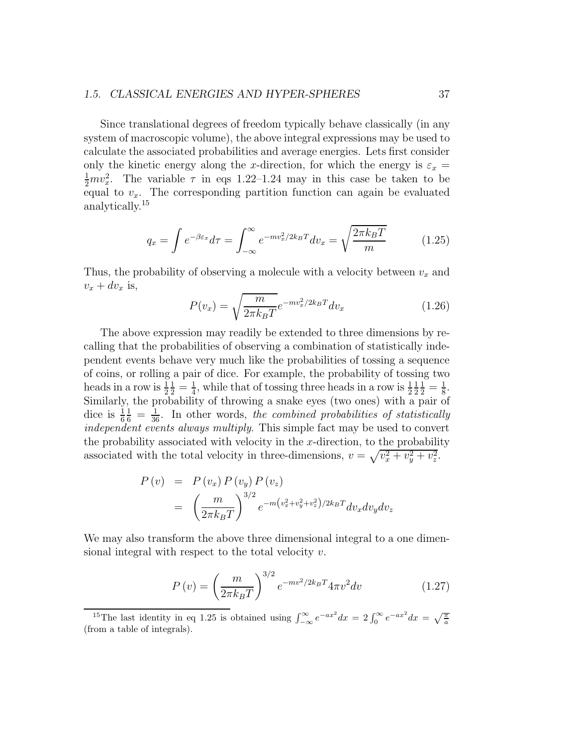Since translational degrees of freedom typically behave classically (in any system of macroscopic volume), the above integral expressions may be used to calculate the associated probabilities and average energies. Lets first consider only the kinetic energy along the $x$-direction, for which the energy is $\varepsilon_x = \frac{1}{2}mv_x^2$. The variable $\tau$ in eqs 1.22–1.24 may in this case be taken to be equal to $v_x$. The corresponding partition function can again be evaluated analytically.[15]

$$q_x = \int e^{-\beta\varepsilon_x} d\tau = \int_{-\infty}^{\infty} e^{-mv_x^2/2k_BT} dv_x = \sqrt{\frac{2\pi k_B T}{m}} \tag{1.25}$$

Thus, the probability of observing a molecule with a velocity between $v_x$ and $v_x + dv_x$ is,

$$P(v_x) = \sqrt{\frac{m}{2\pi k_B T}} e^{-mv_x^2/2k_BT} dv_x \tag{1.26}$$

The above expression may readily be extended to three dimensions by recalling that the probabilities of observing a combination of statistically independent events behave very much like the probabilities of tossing a sequence of coins, or rolling a pair of dice. For example, the probability of tossing two heads in a row is $\frac{1}{2}\frac{1}{2} = \frac{1}{4}$, while that of tossing three heads in a row is $\frac{1}{2}\frac{1}{2}\frac{1}{2} = \frac{1}{8}$. Similarly, the probability of throwing a snake eyes (two ones) with a pair of dice is $\frac{1}{6}\frac{1}{6} = \frac{1}{36}$. In other words, *the combined probabilities of statistically independent events always multiply*. This simple fact may be used to convert the probability associated with velocity in the $x$-direction, to the probability associated with the total velocity in three-dimensions, $v = \sqrt{v_x^2 + v_y^2 + v_z^2}$.

$$\begin{aligned} P(v) &= P(v_x) P(v_y) P(v_z) \\ &= \left(\frac{m}{2\pi k_B T}\right)^{3/2} e^{-m\left(v_x^2 + v_y^2 + v_z^2\right)/2k_BT} dv_x dv_y dv_z \end{aligned}$$

We may also transform the above three dimensional integral to a one dimensional integral with respect to the total velocity $v$.

$$P(v) = \left(\frac{m}{2\pi k_B T}\right)^{3/2} e^{-mv^2/2k_BT} 4\pi v^2 dv \tag{1.27}$$

[15] The last identity in eq 1.25 is obtained using $\int_{-\infty}^{\infty} e^{-ax^2} dx = 2\int_0^{\infty} e^{-ax^2} dx = \sqrt{\frac{\pi}{a}}$ (from a table of integrals).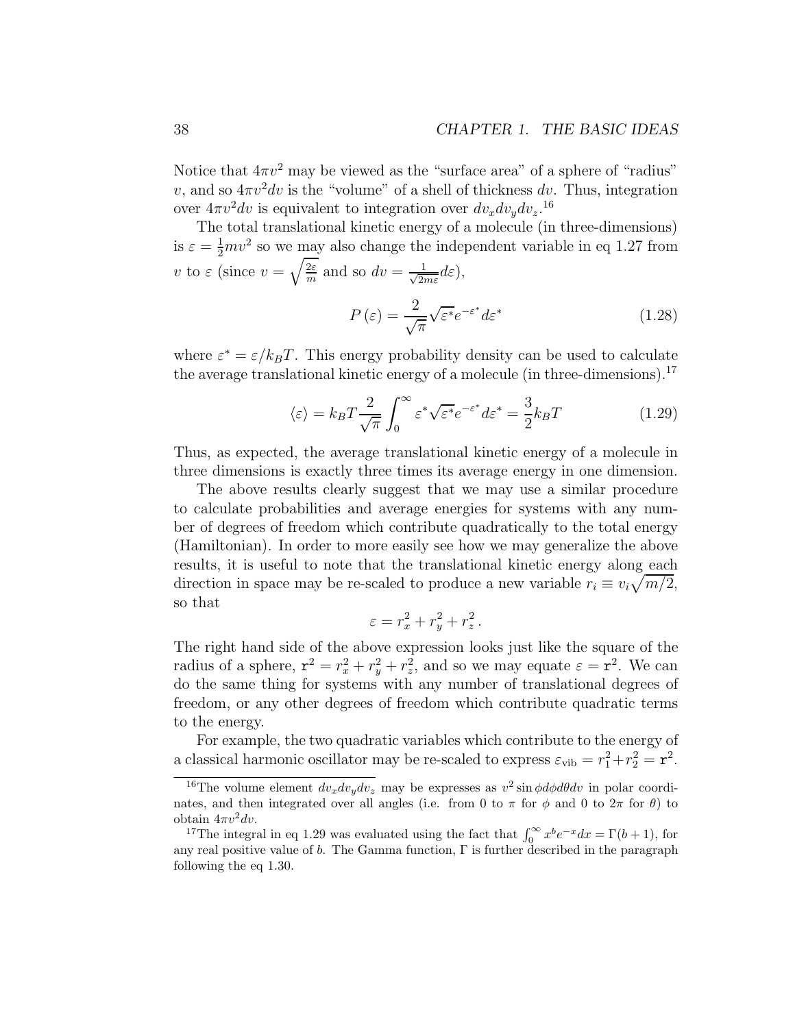Notice that $4\pi v^2$ may be viewed as the "surface area" of a sphere of "radius" $v$, and so $4\pi v^2 dv$ is the "volume" of a shell of thickness $dv$. Thus, integration over $4\pi v^2 dv$ is equivalent to integration over $dv_x dv_y dv_z$.[16]

The total translational kinetic energy of a molecule (in three-dimensions) is $\varepsilon = \frac{1}{2}mv^2$ so we may also change the independent variable in eq 1.27 from $v$ to $\varepsilon$ (since $v = \sqrt{\frac{2\varepsilon}{m}}$ and so $dv = \frac{1}{\sqrt{2m\varepsilon}}d\varepsilon$),

$$P(\varepsilon) = \frac{2}{\sqrt{\pi}}\sqrt{\varepsilon^*}e^{-\varepsilon^*}d\varepsilon^* \tag{1.28}$$

where $\varepsilon^* = \varepsilon/k_B T$. This energy probability density can be used to calculate the average translational kinetic energy of a molecule (in three-dimensions).[17]

$$\langle\varepsilon\rangle = k_B T \frac{2}{\sqrt{\pi}}\int_0^\infty \varepsilon^*\sqrt{\varepsilon^*}e^{-\varepsilon^*}d\varepsilon^* = \frac{3}{2}k_B T \tag{1.29}$$

Thus, as expected, the average translational kinetic energy of a molecule in three dimensions is exactly three times its average energy in one dimension.

The above results clearly suggest that we may use a similar procedure to calculate probabilities and average energies for systems with any number of degrees of freedom which contribute quadratically to the total energy (Hamiltonian). In order to more easily see how we may generalize the above results, it is useful to note that the translational kinetic energy along each direction in space may be re-scaled to produce a new variable $r_i \equiv v_i\sqrt{m/2}$, so that

$$\varepsilon = r_x^2 + r_y^2 + r_z^2 \, .$$

The right hand side of the above expression looks just like the square of the radius of a sphere, $\mathtt{r}^2 = r_x^2 + r_y^2 + r_z^2$, and so we may equate $\varepsilon = \mathtt{r}^2$. We can do the same thing for systems with any number of translational degrees of freedom, or any other degrees of freedom which contribute quadratic terms to the energy.

For example, the two quadratic variables which contribute to the energy of a classical harmonic oscillator may be re-scaled to express $\varepsilon_{\text{vib}} = r_1^2 + r_2^2 = \mathtt{r}^2$.

---

[16] The volume element $dv_x dv_y dv_z$ may be expresses as $v^2 \sin\phi d\phi d\theta dv$ in polar coordinates, and then integrated over all angles (i.e. from 0 to $\pi$ for $\phi$ and 0 to $2\pi$ for $\theta$) to obtain $4\pi v^2 dv$.

[17] The integral in eq 1.29 was evaluated using the fact that $\int_0^\infty x^b e^{-x}dx = \Gamma(b+1)$, for any real positive value of $b$. The Gamma function, $\Gamma$ is further described in the paragraph following the eq 1.30.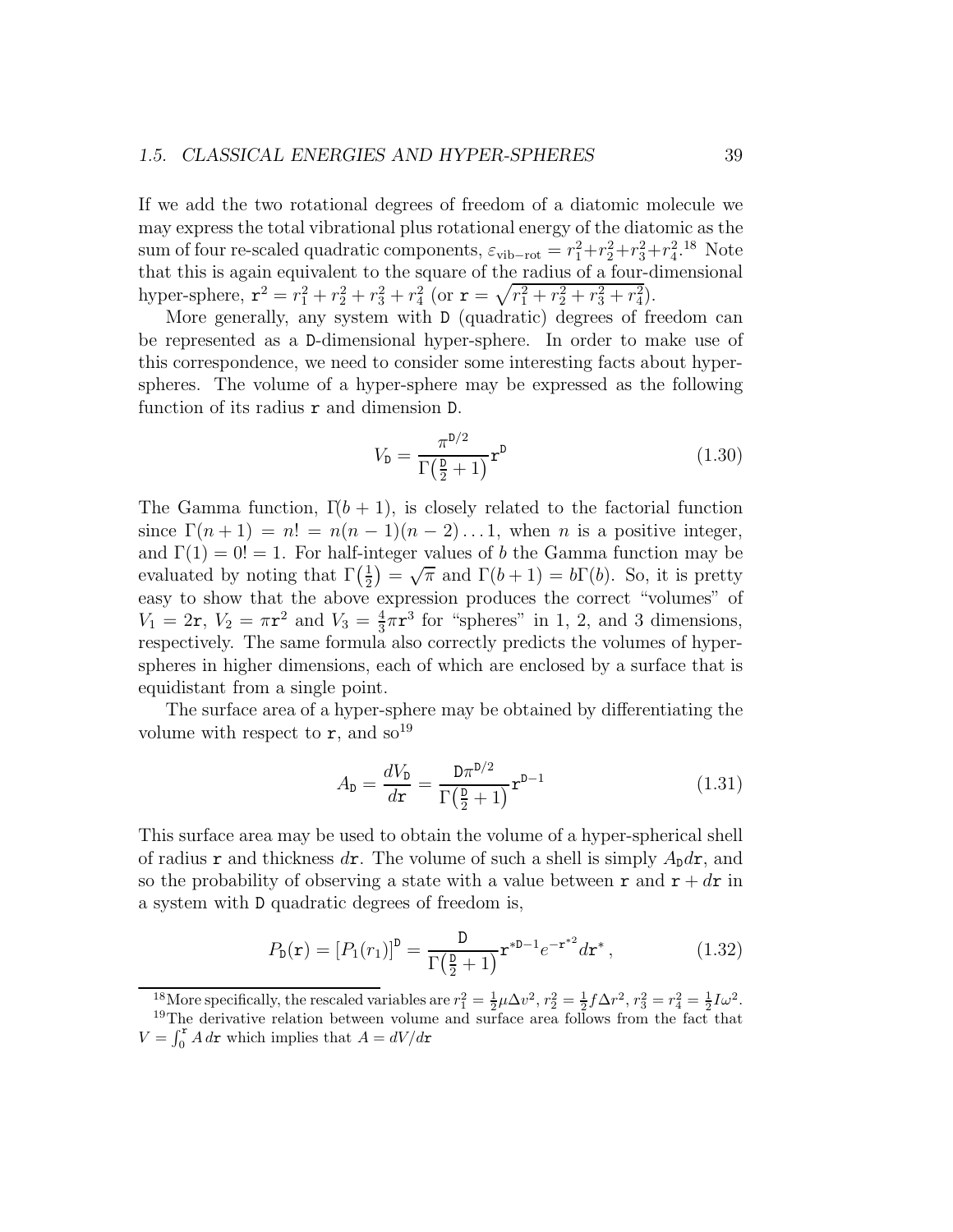If we add the two rotational degrees of freedom of a diatomic molecule we may express the total vibrational plus rotational energy of the diatomic as the sum of four re-scaled quadratic components, $\varepsilon_{\text{vib-rot}} = r_1^2 + r_2^2 + r_3^2 + r_4^2$.[18] Note that this is again equivalent to the square of the radius of a four-dimensional hyper-sphere, $\mathtt{r}^2 = r_1^2 + r_2^2 + r_3^2 + r_4^2$ (or $\mathtt{r} = \sqrt{r_1^2 + r_2^2 + r_3^2 + r_4^2}$).

More generally, any system with $\mathtt{D}$ (quadratic) degrees of freedom can be represented as a $\mathtt{D}$-dimensional hyper-sphere. In order to make use of this correspondence, we need to consider some interesting facts about hyper-spheres. The volume of a hyper-sphere may be expressed as the following function of its radius $\mathtt{r}$ and dimension $\mathtt{D}$.

$$V_{\mathtt{D}} = \frac{\pi^{\mathtt{D}/2}}{\Gamma\left(\frac{\mathtt{D}}{2} + 1\right)} \mathtt{r}^{\mathtt{D}} \tag{1.30}$$

The Gamma function, $\Gamma(b+1)$, is closely related to the factorial function since $\Gamma(n+1) = n! = n(n-1)(n-2)\ldots 1$, when $n$ is a positive integer, and $\Gamma(1) = 0! = 1$. For half-integer values of $b$ the Gamma function may be evaluated by noting that $\Gamma\left(\frac{1}{2}\right) = \sqrt{\pi}$ and $\Gamma(b+1) = b\Gamma(b)$. So, it is pretty easy to show that the above expression produces the correct "volumes" of $V_1 = 2\mathtt{r}$, $V_2 = \pi \mathtt{r}^2$ and $V_3 = \frac{4}{3}\pi \mathtt{r}^3$ for "spheres" in 1, 2, and 3 dimensions, respectively. The same formula also correctly predicts the volumes of hyper-spheres in higher dimensions, each of which are enclosed by a surface that is equidistant from a single point.

The surface area of a hyper-sphere may be obtained by differentiating the volume with respect to $\mathtt{r}$, and so[19]

$$A_{\mathtt{D}} = \frac{dV_{\mathtt{D}}}{d\mathtt{r}} = \frac{\mathtt{D}\pi^{\mathtt{D}/2}}{\Gamma\left(\frac{\mathtt{D}}{2} + 1\right)} \mathtt{r}^{\mathtt{D}-1} \tag{1.31}$$

This surface area may be used to obtain the volume of a hyper-spherical shell of radius $\mathtt{r}$ and thickness $d\mathtt{r}$. The volume of such a shell is simply $A_{\mathtt{D}} d\mathtt{r}$, and so the probability of observing a state with a value between $\mathtt{r}$ and $\mathtt{r} + d\mathtt{r}$ in a system with $\mathtt{D}$ quadratic degrees of freedom is,

$$P_{\mathtt{D}}(\mathtt{r}) = \left[P_1(r_1)\right]^{\mathtt{D}} = \frac{\mathtt{D}}{\Gamma\left(\frac{\mathtt{D}}{2} + 1\right)} \mathtt{r}^{*\mathtt{D}-1} e^{-\mathtt{r}^{*2}} d\mathtt{r}^* \,, \tag{1.32}$$

---

[18] More specifically, the rescaled variables are $r_1^2 = \frac{1}{2}\mu\Delta v^2$, $r_2^2 = \frac{1}{2}f\Delta r^2$, $r_3^2 = r_4^2 = \frac{1}{2}I\omega^2$.

[19] The derivative relation between volume and surface area follows from the fact that $V = \int_0^{\mathtt{r}} A\, d\mathtt{r}$ which implies that $A = dV/d\mathtt{r}$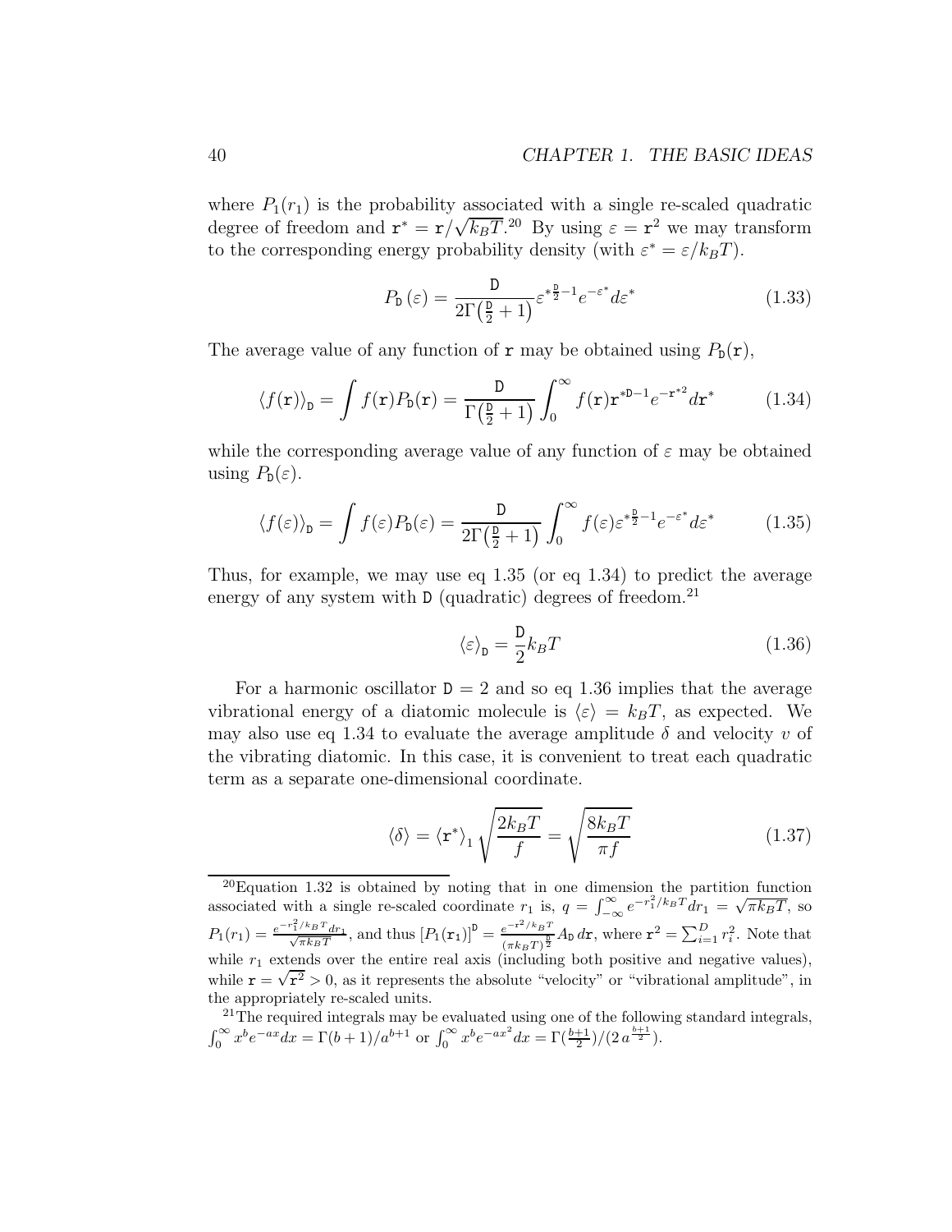where $P_1(r_1)$ is the probability associated with a single re-scaled quadratic degree of freedom and $\mathtt{r}^* = \mathtt{r}/\sqrt{k_B T}$.[20] By using $\varepsilon = \mathtt{r}^2$ we may transform to the corresponding energy probability density (with $\varepsilon^* = \varepsilon/k_B T$).

$$P_{\mathtt{D}}(\varepsilon) = \frac{\mathtt{D}}{2\Gamma\left(\frac{\mathtt{D}}{2}+1\right)} \varepsilon^{*\frac{\mathtt{D}}{2}-1} e^{-\varepsilon^*} d\varepsilon^* \tag{1.33}$$

The average value of any function of $\mathtt{r}$ may be obtained using $P_{\mathtt{D}}(\mathtt{r})$,

$$\langle f(\mathtt{r})\rangle_{\mathtt{D}} = \int f(\mathtt{r}) P_{\mathtt{D}}(\mathtt{r}) = \frac{\mathtt{D}}{\Gamma\left(\frac{\mathtt{D}}{2}+1\right)} \int_0^\infty f(\mathtt{r}) \mathtt{r}^{*\mathtt{D}-1} e^{-\mathtt{r}^{*2}} d\mathtt{r}^* \tag{1.34}$$

while the corresponding average value of any function of $\varepsilon$ may be obtained using $P_{\mathtt{D}}(\varepsilon)$.

$$\langle f(\varepsilon)\rangle_{\mathtt{D}} = \int f(\varepsilon) P_{\mathtt{D}}(\varepsilon) = \frac{\mathtt{D}}{2\Gamma\left(\frac{\mathtt{D}}{2}+1\right)} \int_0^\infty f(\varepsilon) \varepsilon^{*\frac{\mathtt{D}}{2}-1} e^{-\varepsilon^*} d\varepsilon^* \tag{1.35}$$

Thus, for example, we may use eq 1.35 (or eq 1.34) to predict the average energy of any system with $\mathtt{D}$ (quadratic) degrees of freedom.[21]

$$\langle \varepsilon \rangle_{\mathtt{D}} = \frac{\mathtt{D}}{2} k_B T \tag{1.36}$$

For a harmonic oscillator $\mathtt{D} = 2$ and so eq 1.36 implies that the average vibrational energy of a diatomic molecule is $\langle \varepsilon \rangle = k_B T$, as expected. We may also use eq 1.34 to evaluate the average amplitude $\delta$ and velocity $v$ of the vibrating diatomic. In this case, it is convenient to treat each quadratic term as a separate one-dimensional coordinate.

$$\langle \delta \rangle = \langle \mathtt{r}^* \rangle_1 \sqrt{\frac{2k_B T}{f}} = \sqrt{\frac{8k_B T}{\pi f}} \tag{1.37}$$

---

[20] Equation 1.32 is obtained by noting that in one dimension the partition function associated with a single re-scaled coordinate $r_1$ is, $q = \int_{-\infty}^{\infty} e^{-r_1^2/k_B T} dr_1 = \sqrt{\pi k_B T}$, so $P_1(r_1) = \frac{e^{-r_1^2/k_B T} dr_1}{\sqrt{\pi k_B T}}$, and thus $[P_1(\mathtt{r}_1)]^{\mathtt{D}} = \frac{e^{-\mathtt{r}^2/k_B T}}{(\pi k_B T)^{\frac{\mathtt{D}}{2}}} A_{\mathtt{D}}\, d\mathtt{r}$, where $\mathtt{r}^2 = \sum_{i=1}^{D} r_i^2$. Note that while $r_1$ extends over the entire real axis (including both positive and negative values), while $\mathtt{r} = \sqrt{\mathtt{r}^2} > 0$, as it represents the absolute "velocity" or "vibrational amplitude", in the appropriately re-scaled units.

[21] The required integrals may be evaluated using one of the following standard integrals, $\int_0^\infty x^b e^{-ax} dx = \Gamma(b+1)/a^{b+1}$ or $\int_0^\infty x^b e^{-ax^2} dx = \Gamma(\frac{b+1}{2})/(2\, a^{\frac{b+1}{2}})$.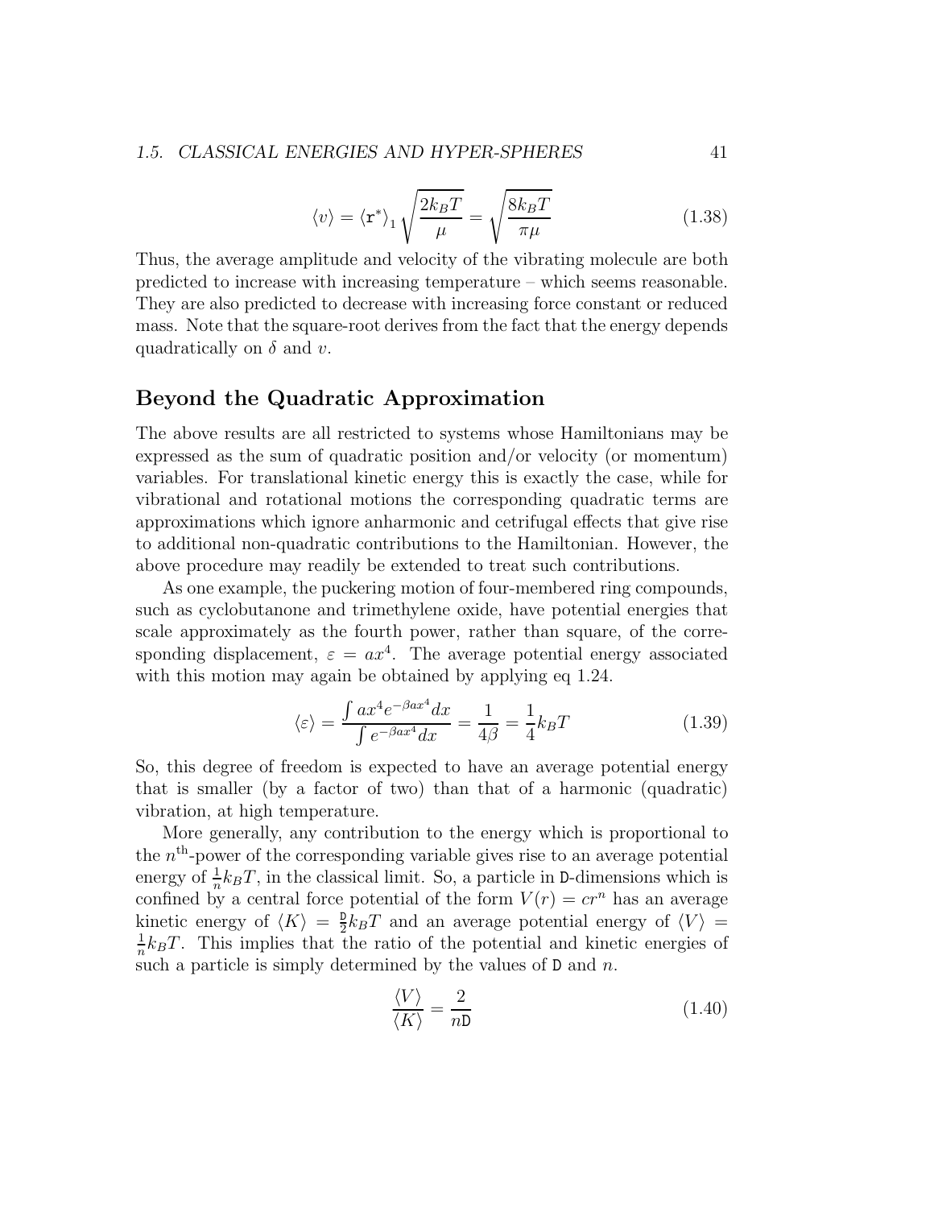$$\langle v \rangle = \langle \mathtt{r}^* \rangle_1 \sqrt{\frac{2k_BT}{\mu}} = \sqrt{\frac{8k_BT}{\pi\mu}} \tag{1.38}$$

Thus, the average amplitude and velocity of the vibrating molecule are both predicted to increase with increasing temperature – which seems reasonable. They are also predicted to decrease with increasing force constant or reduced mass. Note that the square-root derives from the fact that the energy depends quadratically on $\delta$ and $v$.

## Beyond the Quadratic Approximation

The above results are all restricted to systems whose Hamiltonians may be expressed as the sum of quadratic position and/or velocity (or momentum) variables. For translational kinetic energy this is exactly the case, while for vibrational and rotational motions the corresponding quadratic terms are approximations which ignore anharmonic and cetrifugal effects that give rise to additional non-quadratic contributions to the Hamiltonian. However, the above procedure may readily be extended to treat such contributions.

As one example, the puckering motion of four-membered ring compounds, such as cyclobutanone and trimethylene oxide, have potential energies that scale approximately as the fourth power, rather than square, of the corresponding displacement, $\varepsilon = ax^4$. The average potential energy associated with this motion may again be obtained by applying eq 1.24.

$$\langle \varepsilon \rangle = \frac{\int ax^4 e^{-\beta ax^4} dx}{\int e^{-\beta ax^4} dx} = \frac{1}{4\beta} = \frac{1}{4}k_BT \tag{1.39}$$

So, this degree of freedom is expected to have an average potential energy that is smaller (by a factor of two) than that of a harmonic (quadratic) vibration, at high temperature.

More generally, any contribution to the energy which is proportional to the $n^{\text{th}}$-power of the corresponding variable gives rise to an average potential energy of $\frac{1}{n}k_BT$, in the classical limit. So, a particle in $\mathtt{D}$-dimensions which is confined by a central force potential of the form $V(r) = cr^n$ has an average kinetic energy of $\langle K \rangle = \frac{\mathtt{D}}{2}k_BT$ and an average potential energy of $\langle V \rangle = \frac{1}{n}k_BT$. This implies that the ratio of the potential and kinetic energies of such a particle is simply determined by the values of $\mathtt{D}$ and $n$.

$$\frac{\langle V \rangle}{\langle K \rangle} = \frac{2}{n\mathtt{D}} \tag{1.40}$$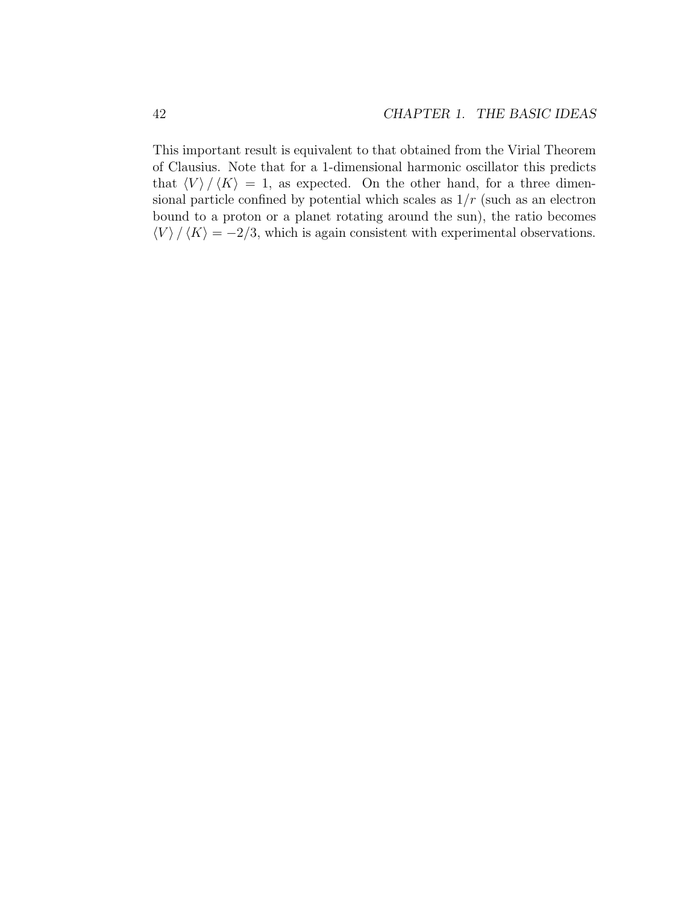This important result is equivalent to that obtained from the Virial Theorem of Clausius. Note that for a 1-dimensional harmonic oscillator this predicts that $\langle V \rangle / \langle K \rangle = 1$, as expected. On the other hand, for a three dimensional particle confined by potential which scales as $1/r$ (such as an electron bound to a proton or a planet rotating around the sun), the ratio becomes $\langle V \rangle / \langle K \rangle = -2/3$, which is again consistent with experimental observations.